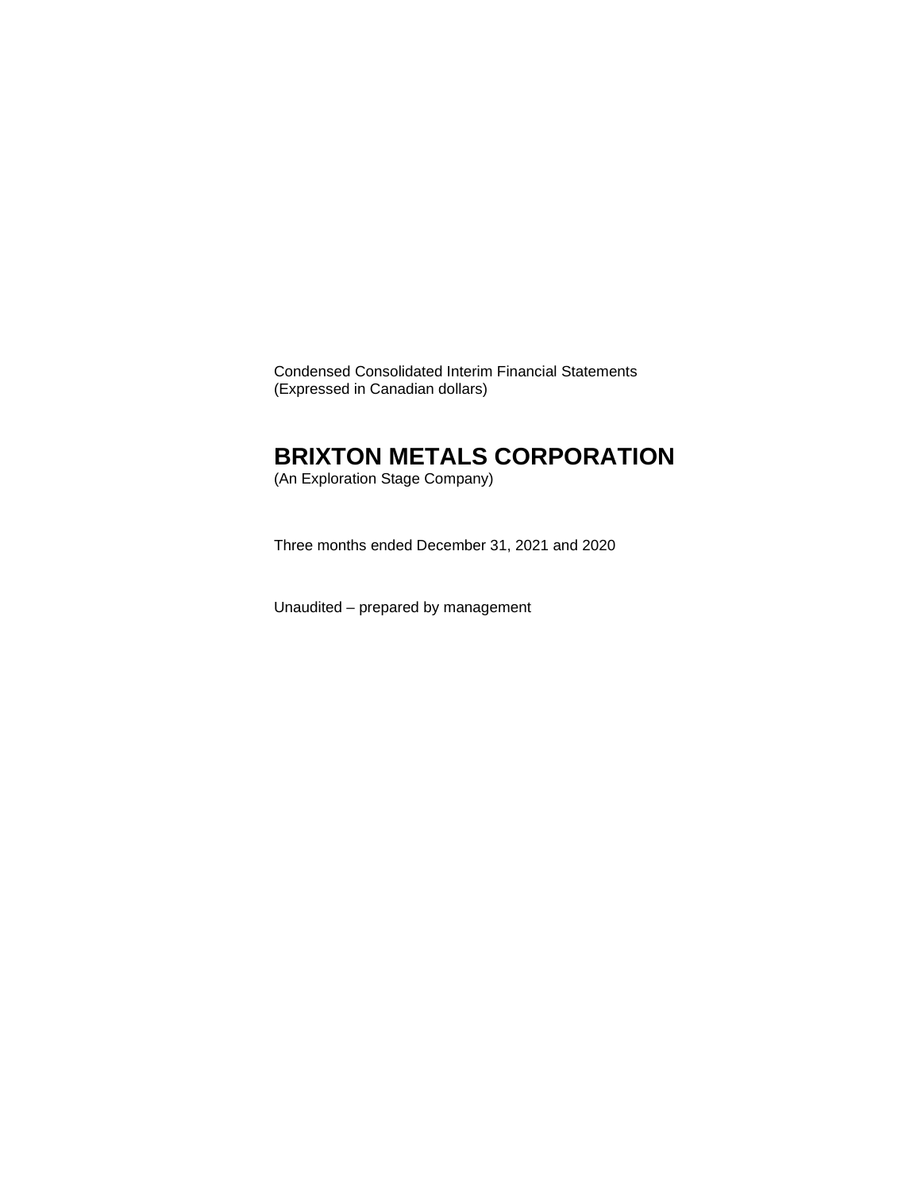Condensed Consolidated Interim Financial Statements
(Expressed in Canadian dollars)

# BRIXTON METALS CORPORATION

(An Exploration Stage Company)

Three months ended December 31, 2021 and 2020

Unaudited – prepared by management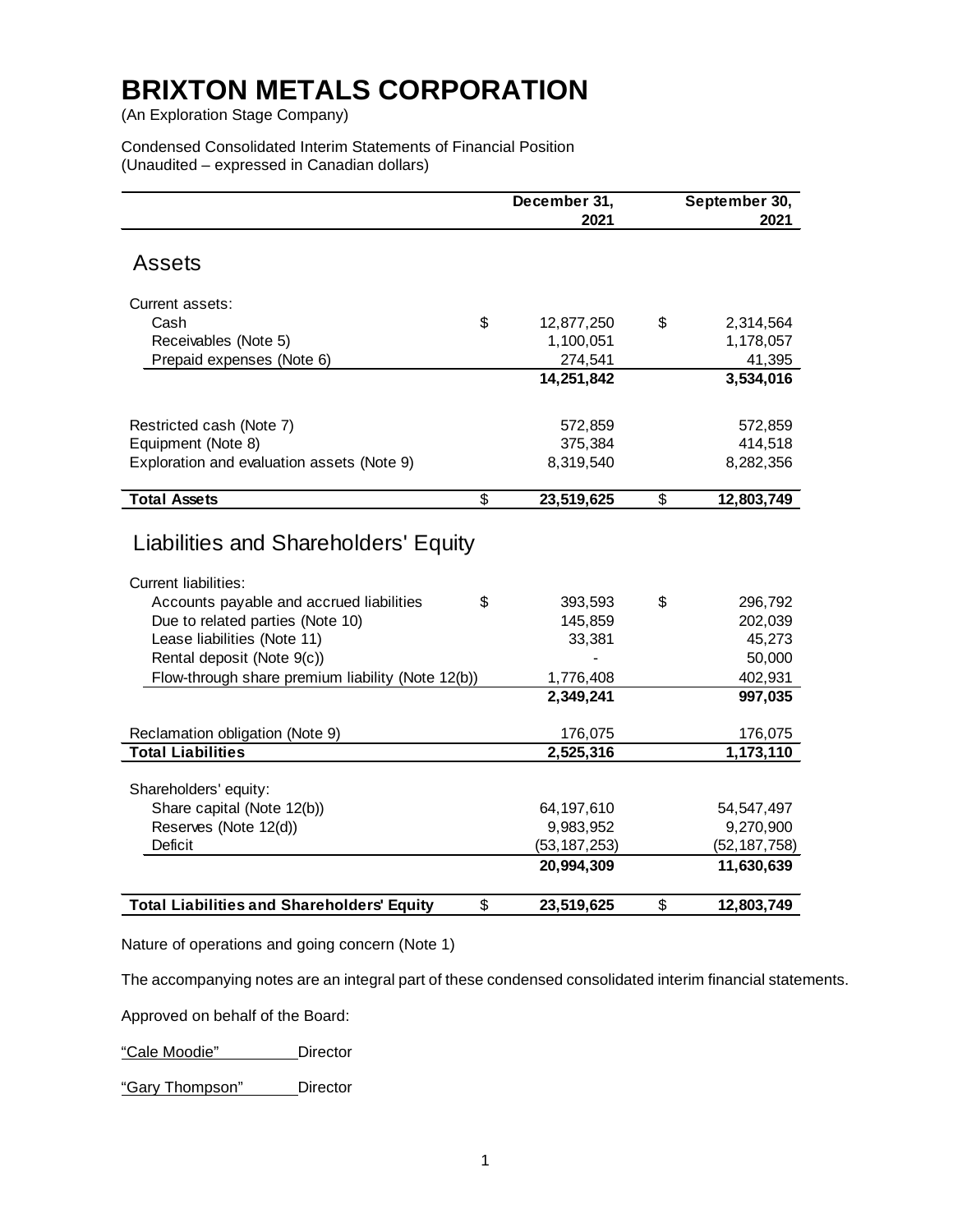# BRIXTON METALS CORPORATION

(An Exploration Stage Company)

Condensed Consolidated Interim Statements of Financial Position
(Unaudited – expressed in Canadian dollars)

| | December 31, 2021 | September 30, 2021 |
|---|---|---|
| **Assets** | | |
| Current assets: | | |
| Cash | $ 12,877,250 | $ 2,314,564 |
| Receivables (Note 5) | 1,100,051 | 1,178,057 |
| Prepaid expenses (Note 6) | 274,541 | 41,395 |
| | **14,251,842** | **3,534,016** |
| Restricted cash (Note 7) | 572,859 | 572,859 |
| Equipment (Note 8) | 375,384 | 414,518 |
| Exploration and evaluation assets (Note 9) | 8,319,540 | 8,282,356 |
| **Total Assets** | **$ 23,519,625** | **$ 12,803,749** |
| **Liabilities and Shareholders' Equity** | | |
| Current liabilities: | | |
| Accounts payable and accrued liabilities | $ 393,593 | $ 296,792 |
| Due to related parties (Note 10) | 145,859 | 202,039 |
| Lease liabilities (Note 11) | 33,381 | 45,273 |
| Rental deposit (Note 9(c)) | - | 50,000 |
| Flow-through share premium liability (Note 12(b)) | 1,776,408 | 402,931 |
| | **2,349,241** | **997,035** |
| Reclamation obligation (Note 9) | 176,075 | 176,075 |
| **Total Liabilities** | **2,525,316** | **1,173,110** |
| Shareholders' equity: | | |
| Share capital (Note 12(b)) | 64,197,610 | 54,547,497 |
| Reserves (Note 12(d)) | 9,983,952 | 9,270,900 |
| Deficit | (53,187,253) | (52,187,758) |
| | **20,994,309** | **11,630,639** |
| **Total Liabilities and Shareholders' Equity** | **$ 23,519,625** | **$ 12,803,749** |

Nature of operations and going concern (Note 1)

The accompanying notes are an integral part of these condensed consolidated interim financial statements.

Approved on behalf of the Board:

"Cale Moodie" Director

"Gary Thompson" Director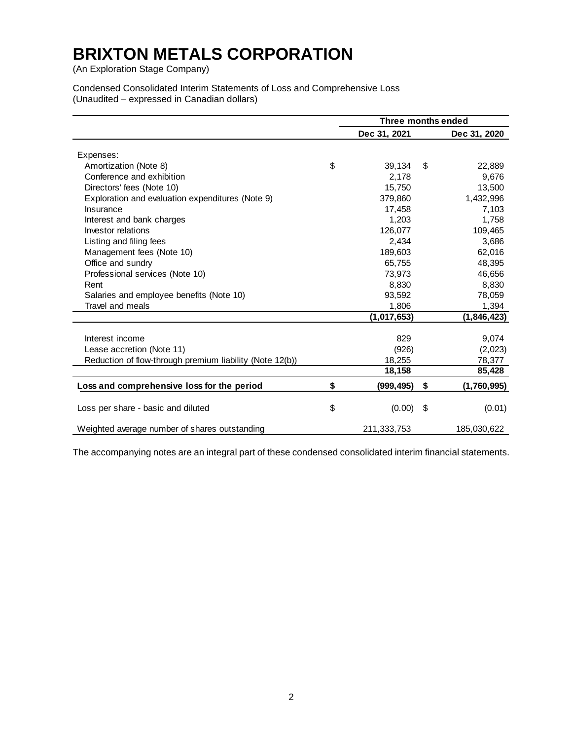# BRIXTON METALS CORPORATION

(An Exploration Stage Company)

Condensed Consolidated Interim Statements of Loss and Comprehensive Loss
(Unaudited – expressed in Canadian dollars)

| | Three months ended | |
|---|---|---|
| | **Dec 31, 2021** | **Dec 31, 2020** |
| Expenses: | | |
| Amortization (Note 8) | $ 39,134 | $ 22,889 |
| Conference and exhibition | 2,178 | 9,676 |
| Directors' fees (Note 10) | 15,750 | 13,500 |
| Exploration and evaluation expenditures (Note 9) | 379,860 | 1,432,996 |
| Insurance | 17,458 | 7,103 |
| Interest and bank charges | 1,203 | 1,758 |
| Investor relations | 126,077 | 109,465 |
| Listing and filing fees | 2,434 | 3,686 |
| Management fees (Note 10) | 189,603 | 62,016 |
| Office and sundry | 65,755 | 48,395 |
| Professional services (Note 10) | 73,973 | 46,656 |
| Rent | 8,830 | 8,830 |
| Salaries and employee benefits (Note 10) | 93,592 | 78,059 |
| Travel and meals | 1,806 | 1,394 |
| | **(1,017,653)** | **(1,846,423)** |
| Interest income | 829 | 9,074 |
| Lease accretion (Note 11) | (926) | (2,023) |
| Reduction of flow-through premium liability (Note 12(b)) | 18,255 | 78,377 |
| | **18,158** | **85,428** |
| **Loss and comprehensive loss for the period** | **$ (999,495)** | **$ (1,760,995)** |
| Loss per share - basic and diluted | $ (0.00) | $ (0.01) |
| Weighted average number of shares outstanding | 211,333,753 | 185,030,622 |

The accompanying notes are an integral part of these condensed consolidated interim financial statements.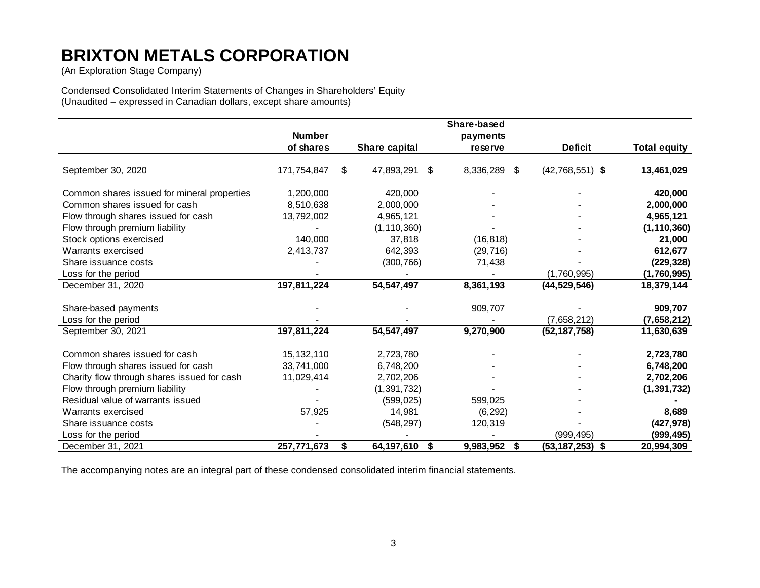# BRIXTON METALS CORPORATION

(An Exploration Stage Company)

Condensed Consolidated Interim Statements of Changes in Shareholders' Equity
(Unaudited – expressed in Canadian dollars, except share amounts)

| | Number of shares | Share capital | Share-based payments reserve | Deficit | Total equity |
|---|---|---|---|---|---|
| September 30, 2020 | 171,754,847 | $ 47,893,291 | $ 8,336,289 | $ (42,768,551) | **$ 13,461,029** |
| Common shares issued for mineral properties | 1,200,000 | 420,000 | - | - | **420,000** |
| Common shares issued for cash | 8,510,638 | 2,000,000 | - | - | **2,000,000** |
| Flow through shares issued for cash | 13,792,002 | 4,965,121 | - | - | **4,965,121** |
| Flow through premium liability | - | (1,110,360) | - | - | **(1,110,360)** |
| Stock options exercised | 140,000 | 37,818 | (16,818) | - | **21,000** |
| Warrants exercised | 2,413,737 | 642,393 | (29,716) | - | **612,677** |
| Share issuance costs | - | (300,766) | 71,438 | - | **(229,328)** |
| Loss for the period | - | - | - | (1,760,995) | **(1,760,995)** |
| December 31, 2020 | **197,811,224** | **54,547,497** | **8,361,193** | **(44,529,546)** | **18,379,144** |
| Share-based payments | - | - | 909,707 | - | **909,707** |
| Loss for the period | - | - | - | (7,658,212) | **(7,658,212)** |
| September 30, 2021 | **197,811,224** | **54,547,497** | **9,270,900** | **(52,187,758)** | **11,630,639** |
| Common shares issued for cash | 15,132,110 | 2,723,780 | - | - | **2,723,780** |
| Flow through shares issued for cash | 33,741,000 | 6,748,200 | - | - | **6,748,200** |
| Charity flow through shares issued for cash | 11,029,414 | 2,702,206 | - | - | **2,702,206** |
| Flow through premium liability | - | (1,391,732) | - | - | **(1,391,732)** |
| Residual value of warrants issued | - | (599,025) | 599,025 | - | **-** |
| Warrants exercised | 57,925 | 14,981 | (6,292) | - | **8,689** |
| Share issuance costs | - | (548,297) | 120,319 | - | **(427,978)** |
| Loss for the period | - | - | - | (999,495) | **(999,495)** |
| December 31, 2021 | **257,771,673** | **$ 64,197,610** | **$ 9,983,952** | **$ (53,187,253)** | **$ 20,994,309** |

The accompanying notes are an integral part of these condensed consolidated interim financial statements.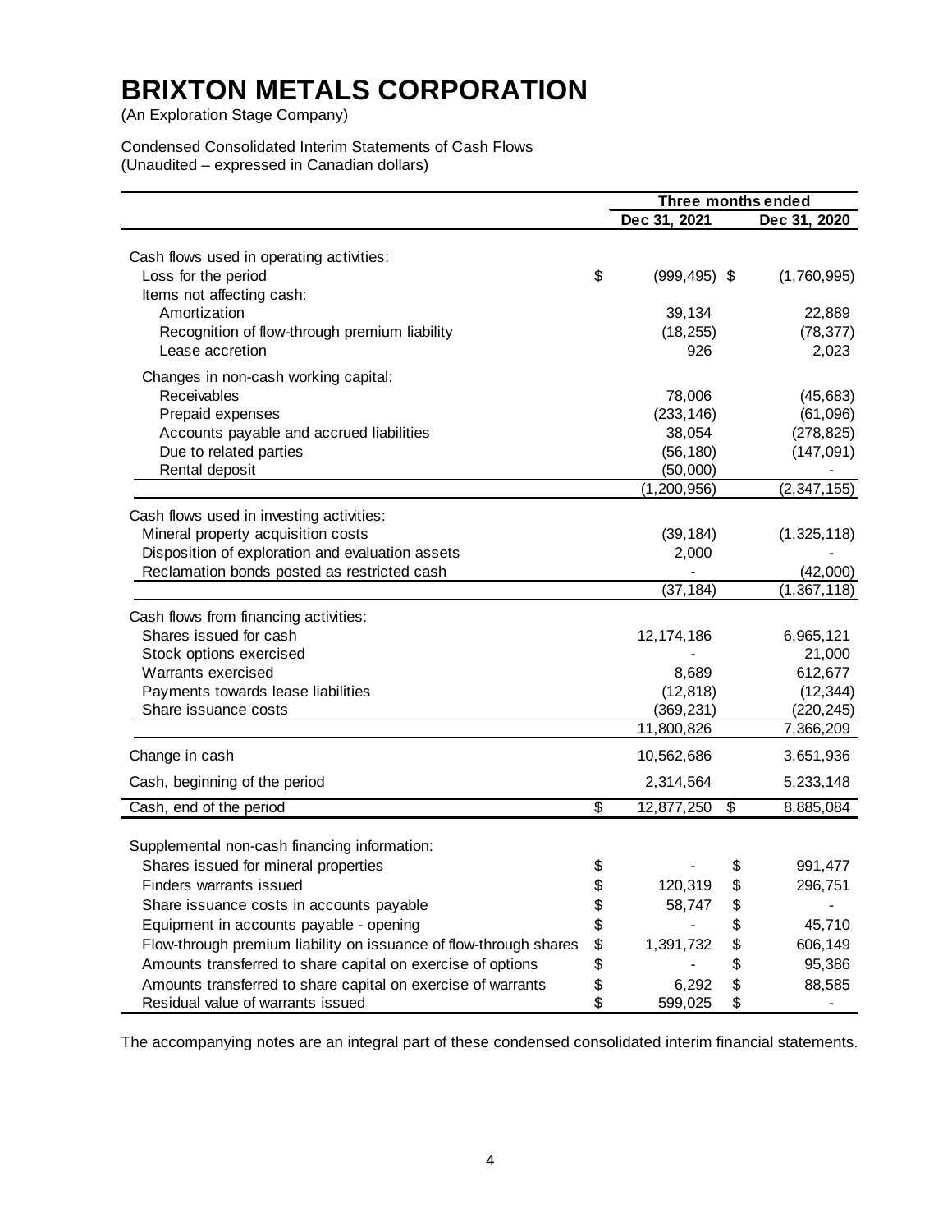# BRIXTON METALS CORPORATION

(An Exploration Stage Company)

Condensed Consolidated Interim Statements of Cash Flows
(Unaudited – expressed in Canadian dollars)

| | Three months ended | |
|---|---|---|
| | **Dec 31, 2021** | **Dec 31, 2020** |
| Cash flows used in operating activities: | | |
| Loss for the period | $ (999,495) | $ (1,760,995) |
| Items not affecting cash: | | |
| Amortization | 39,134 | 22,889 |
| Recognition of flow-through premium liability | (18,255) | (78,377) |
| Lease accretion | 926 | 2,023 |
| Changes in non-cash working capital: | | |
| Receivables | 78,006 | (45,683) |
| Prepaid expenses | (233,146) | (61,096) |
| Accounts payable and accrued liabilities | 38,054 | (278,825) |
| Due to related parties | (56,180) | (147,091) |
| Rental deposit | (50,000) | - |
| | (1,200,956) | (2,347,155) |
| Cash flows used in investing activities: | | |
| Mineral property acquisition costs | (39,184) | (1,325,118) |
| Disposition of exploration and evaluation assets | 2,000 | - |
| Reclamation bonds posted as restricted cash | - | (42,000) |
| | (37,184) | (1,367,118) |
| Cash flows from financing activities: | | |
| Shares issued for cash | 12,174,186 | 6,965,121 |
| Stock options exercised | - | 21,000 |
| Warrants exercised | 8,689 | 612,677 |
| Payments towards lease liabilities | (12,818) | (12,344) |
| Share issuance costs | (369,231) | (220,245) |
| | 11,800,826 | 7,366,209 |
| Change in cash | 10,562,686 | 3,651,936 |
| Cash, beginning of the period | 2,314,564 | 5,233,148 |
| Cash, end of the period | $ 12,877,250 | $ 8,885,084 |
| | | |
| Supplemental non-cash financing information: | | |
| Shares issued for mineral properties | $ - | $ 991,477 |
| Finders warrants issued | $ 120,319 | $ 296,751 |
| Share issuance costs in accounts payable | $ 58,747 | $ - |
| Equipment in accounts payable - opening | $ - | $ 45,710 |
| Flow-through premium liability on issuance of flow-through shares | $ 1,391,732 | $ 606,149 |
| Amounts transferred to share capital on exercise of options | $ - | $ 95,386 |
| Amounts transferred to share capital on exercise of warrants | $ 6,292 | $ 88,585 |
| Residual value of warrants issued | $ 599,025 | $ - |

The accompanying notes are an integral part of these condensed consolidated interim financial statements.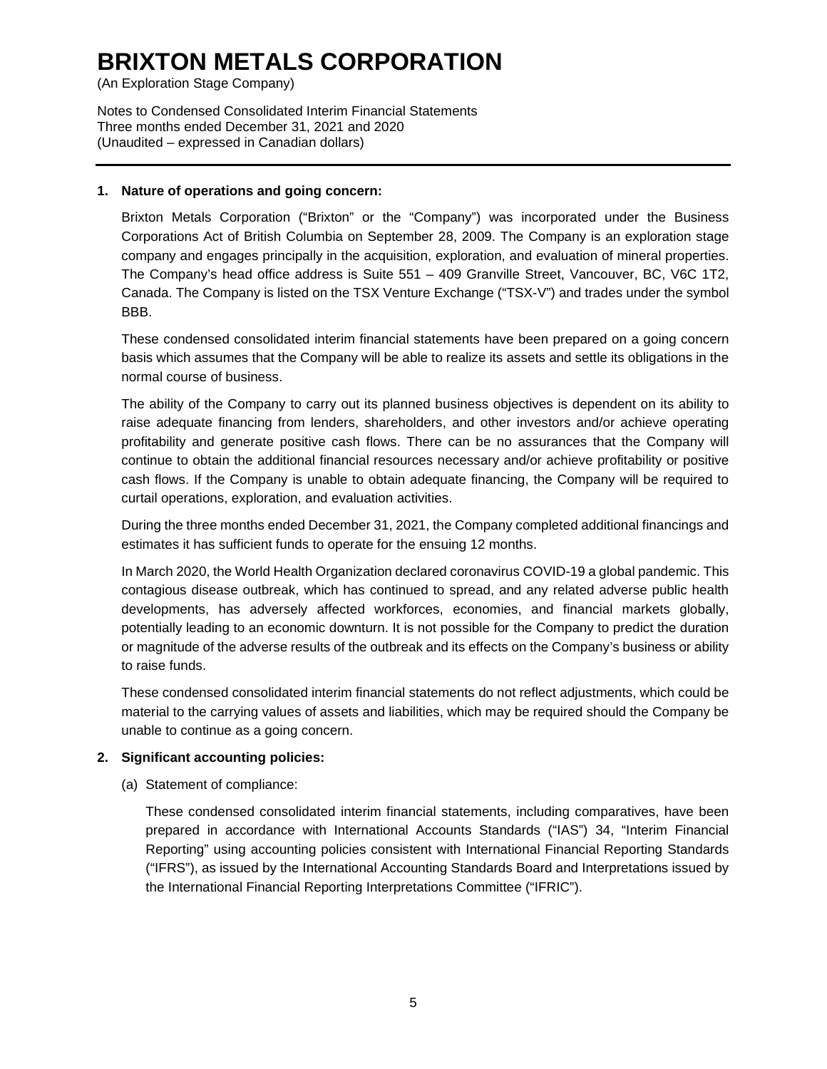# BRIXTON METALS CORPORATION

(An Exploration Stage Company)

Notes to Condensed Consolidated Interim Financial Statements
Three months ended December 31, 2021 and 2020
(Unaudited – expressed in Canadian dollars)

---

**1. Nature of operations and going concern:**

Brixton Metals Corporation ("Brixton" or the "Company") was incorporated under the Business Corporations Act of British Columbia on September 28, 2009. The Company is an exploration stage company and engages principally in the acquisition, exploration, and evaluation of mineral properties. The Company's head office address is Suite 551 – 409 Granville Street, Vancouver, BC, V6C 1T2, Canada. The Company is listed on the TSX Venture Exchange ("TSX-V") and trades under the symbol BBB.

These condensed consolidated interim financial statements have been prepared on a going concern basis which assumes that the Company will be able to realize its assets and settle its obligations in the normal course of business.

The ability of the Company to carry out its planned business objectives is dependent on its ability to raise adequate financing from lenders, shareholders, and other investors and/or achieve operating profitability and generate positive cash flows. There can be no assurances that the Company will continue to obtain the additional financial resources necessary and/or achieve profitability or positive cash flows. If the Company is unable to obtain adequate financing, the Company will be required to curtail operations, exploration, and evaluation activities.

During the three months ended December 31, 2021, the Company completed additional financings and estimates it has sufficient funds to operate for the ensuing 12 months.

In March 2020, the World Health Organization declared coronavirus COVID-19 a global pandemic. This contagious disease outbreak, which has continued to spread, and any related adverse public health developments, has adversely affected workforces, economies, and financial markets globally, potentially leading to an economic downturn. It is not possible for the Company to predict the duration or magnitude of the adverse results of the outbreak and its effects on the Company's business or ability to raise funds.

These condensed consolidated interim financial statements do not reflect adjustments, which could be material to the carrying values of assets and liabilities, which may be required should the Company be unable to continue as a going concern.

**2. Significant accounting policies:**

(a) Statement of compliance:

These condensed consolidated interim financial statements, including comparatives, have been prepared in accordance with International Accounts Standards ("IAS") 34, "Interim Financial Reporting" using accounting policies consistent with International Financial Reporting Standards ("IFRS"), as issued by the International Accounting Standards Board and Interpretations issued by the International Financial Reporting Interpretations Committee ("IFRIC").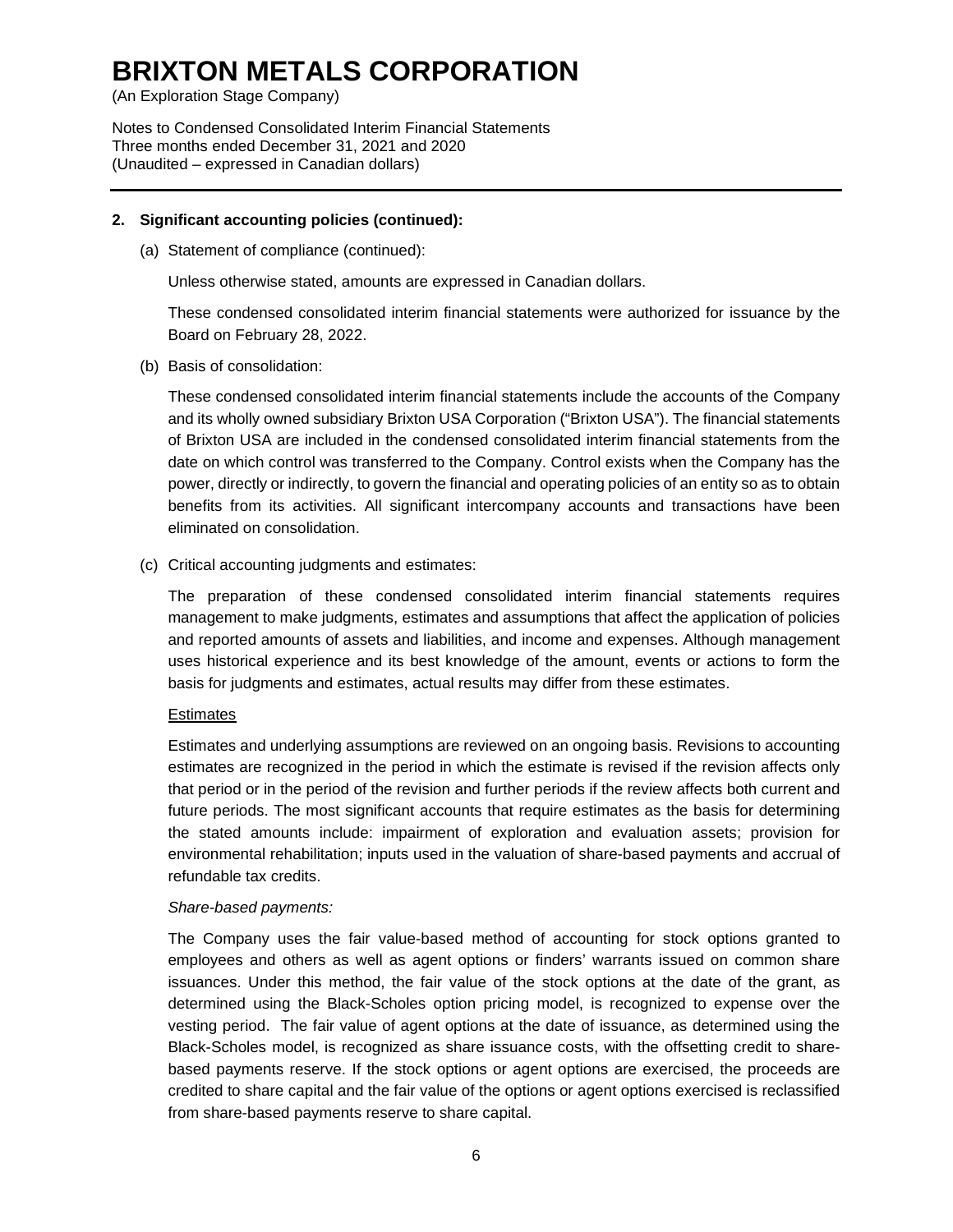# BRIXTON METALS CORPORATION

(An Exploration Stage Company)

Notes to Condensed Consolidated Interim Financial Statements
Three months ended December 31, 2021 and 2020
(Unaudited – expressed in Canadian dollars)

---

**2. Significant accounting policies (continued):**

(a) Statement of compliance (continued):

Unless otherwise stated, amounts are expressed in Canadian dollars.

These condensed consolidated interim financial statements were authorized for issuance by the Board on February 28, 2022.

(b) Basis of consolidation:

These condensed consolidated interim financial statements include the accounts of the Company and its wholly owned subsidiary Brixton USA Corporation ("Brixton USA"). The financial statements of Brixton USA are included in the condensed consolidated interim financial statements from the date on which control was transferred to the Company. Control exists when the Company has the power, directly or indirectly, to govern the financial and operating policies of an entity so as to obtain benefits from its activities. All significant intercompany accounts and transactions have been eliminated on consolidation.

(c) Critical accounting judgments and estimates:

The preparation of these condensed consolidated interim financial statements requires management to make judgments, estimates and assumptions that affect the application of policies and reported amounts of assets and liabilities, and income and expenses. Although management uses historical experience and its best knowledge of the amount, events or actions to form the basis for judgments and estimates, actual results may differ from these estimates.

Estimates

Estimates and underlying assumptions are reviewed on an ongoing basis. Revisions to accounting estimates are recognized in the period in which the estimate is revised if the revision affects only that period or in the period of the revision and further periods if the review affects both current and future periods. The most significant accounts that require estimates as the basis for determining the stated amounts include: impairment of exploration and evaluation assets; provision for environmental rehabilitation; inputs used in the valuation of share-based payments and accrual of refundable tax credits.

*Share-based payments:*

The Company uses the fair value-based method of accounting for stock options granted to employees and others as well as agent options or finders' warrants issued on common share issuances. Under this method, the fair value of the stock options at the date of the grant, as determined using the Black-Scholes option pricing model, is recognized to expense over the vesting period. The fair value of agent options at the date of issuance, as determined using the Black-Scholes model, is recognized as share issuance costs, with the offsetting credit to share-based payments reserve. If the stock options or agent options are exercised, the proceeds are credited to share capital and the fair value of the options or agent options exercised is reclassified from share-based payments reserve to share capital.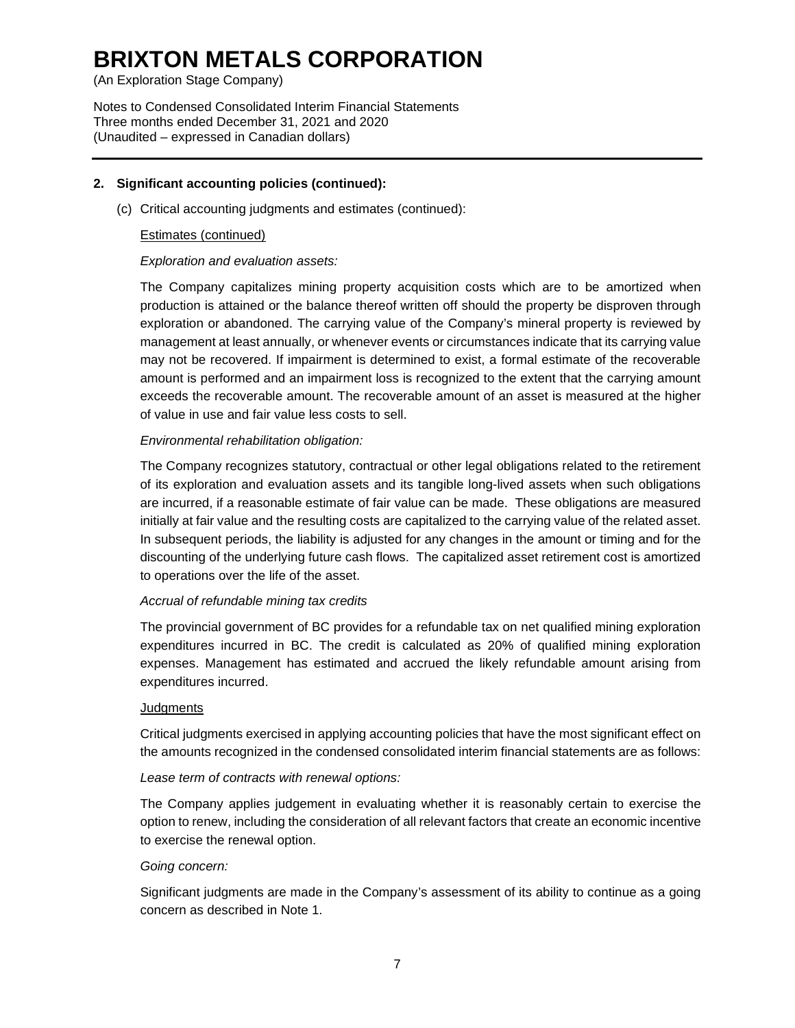# BRIXTON METALS CORPORATION

(An Exploration Stage Company)

Notes to Condensed Consolidated Interim Financial Statements
Three months ended December 31, 2021 and 2020
(Unaudited – expressed in Canadian dollars)

---

**2. Significant accounting policies (continued):**

(c) Critical accounting judgments and estimates (continued):

Estimates (continued)

*Exploration and evaluation assets:*

The Company capitalizes mining property acquisition costs which are to be amortized when production is attained or the balance thereof written off should the property be disproven through exploration or abandoned. The carrying value of the Company's mineral property is reviewed by management at least annually, or whenever events or circumstances indicate that its carrying value may not be recovered. If impairment is determined to exist, a formal estimate of the recoverable amount is performed and an impairment loss is recognized to the extent that the carrying amount exceeds the recoverable amount. The recoverable amount of an asset is measured at the higher of value in use and fair value less costs to sell.

*Environmental rehabilitation obligation:*

The Company recognizes statutory, contractual or other legal obligations related to the retirement of its exploration and evaluation assets and its tangible long-lived assets when such obligations are incurred, if a reasonable estimate of fair value can be made. These obligations are measured initially at fair value and the resulting costs are capitalized to the carrying value of the related asset. In subsequent periods, the liability is adjusted for any changes in the amount or timing and for the discounting of the underlying future cash flows. The capitalized asset retirement cost is amortized to operations over the life of the asset.

*Accrual of refundable mining tax credits*

The provincial government of BC provides for a refundable tax on net qualified mining exploration expenditures incurred in BC. The credit is calculated as 20% of qualified mining exploration expenses. Management has estimated and accrued the likely refundable amount arising from expenditures incurred.

Judgments

Critical judgments exercised in applying accounting policies that have the most significant effect on the amounts recognized in the condensed consolidated interim financial statements are as follows:

*Lease term of contracts with renewal options:*

The Company applies judgement in evaluating whether it is reasonably certain to exercise the option to renew, including the consideration of all relevant factors that create an economic incentive to exercise the renewal option.

*Going concern:*

Significant judgments are made in the Company's assessment of its ability to continue as a going concern as described in Note 1.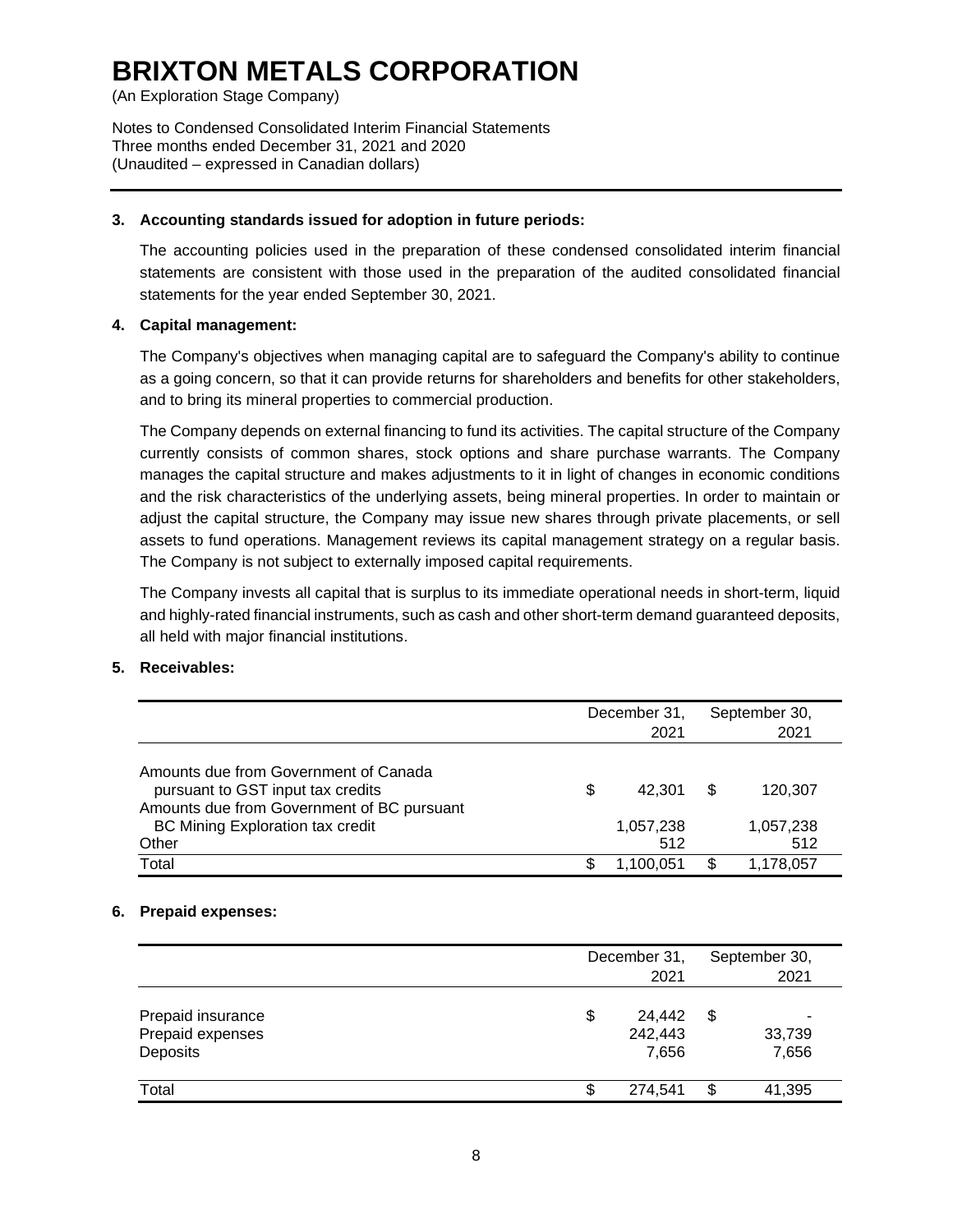### 3. Accounting standards issued for adoption in future periods:

The accounting policies used in the preparation of these condensed consolidated interim financial statements are consistent with those used in the preparation of the audited consolidated financial statements for the year ended September 30, 2021.

### 4. Capital management:

The Company's objectives when managing capital are to safeguard the Company's ability to continue as a going concern, so that it can provide returns for shareholders and benefits for other stakeholders, and to bring its mineral properties to commercial production.

The Company depends on external financing to fund its activities. The capital structure of the Company currently consists of common shares, stock options and share purchase warrants. The Company manages the capital structure and makes adjustments to it in light of changes in economic conditions and the risk characteristics of the underlying assets, being mineral properties. In order to maintain or adjust the capital structure, the Company may issue new shares through private placements, or sell assets to fund operations. Management reviews its capital management strategy on a regular basis. The Company is not subject to externally imposed capital requirements.

The Company invests all capital that is surplus to its immediate operational needs in short-term, liquid and highly-rated financial instruments, such as cash and other short-term demand guaranteed deposits, all held with major financial institutions.

### 5. Receivables:

| | December 31, 2021 | September 30, 2021 |
|---|---|---|
| Amounts due from Government of Canada pursuant to GST input tax credits | $ 42,301 | $ 120,307 |
| Amounts due from Government of BC pursuant BC Mining Exploration tax credit | 1,057,238 | 1,057,238 |
| Other | 512 | 512 |
| Total | $ 1,100,051 | $ 1,178,057 |

### 6. Prepaid expenses:

| | December 31, 2021 | September 30, 2021 |
|---|---|---|
| Prepaid insurance | $ 24,442 | $ - |
| Prepaid expenses | 242,443 | 33,739 |
| Deposits | 7,656 | 7,656 |
| Total | $ 274,541 | $ 41,395 |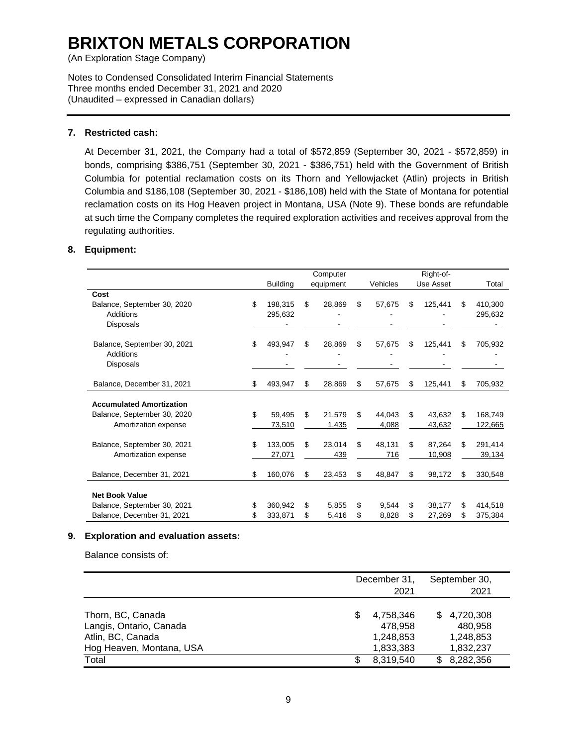# BRIXTON METALS CORPORATION

(An Exploration Stage Company)

Notes to Condensed Consolidated Interim Financial Statements
Three months ended December 31, 2021 and 2020
(Unaudited – expressed in Canadian dollars)

## 7. Restricted cash:

At December 31, 2021, the Company had a total of $572,859 (September 30, 2021 - $572,859) in bonds, comprising $386,751 (September 30, 2021 - $386,751) held with the Government of British Columbia for potential reclamation costs on its Thorn and Yellowjacket (Atlin) projects in British Columbia and $186,108 (September 30, 2021 - $186,108) held with the State of Montana for potential reclamation costs on its Hog Heaven project in Montana, USA (Note 9). These bonds are refundable at such time the Company completes the required exploration activities and receives approval from the regulating authorities.

## 8. Equipment:

| | Building | Computer equipment | Vehicles | Right-of-Use Asset | Total |
|---|---|---|---|---|---|
| **Cost** | | | | | |
| Balance, September 30, 2020 | $ 198,315 | $ 28,869 | $ 57,675 | $ 125,441 | $ 410,300 |
| Additions | 295,632 | - | - | - | 295,632 |
| Disposals | - | - | - | - | - |
| Balance, September 30, 2021 | $ 493,947 | $ 28,869 | $ 57,675 | $ 125,441 | $ 705,932 |
| Additions | - | - | - | - | - |
| Disposals | - | - | - | - | - |
| Balance, December 31, 2021 | $ 493,947 | $ 28,869 | $ 57,675 | $ 125,441 | $ 705,932 |
| **Accumulated Amortization** | | | | | |
| Balance, September 30, 2020 | $ 59,495 | $ 21,579 | $ 44,043 | $ 43,632 | $ 168,749 |
| Amortization expense | 73,510 | 1,435 | 4,088 | 43,632 | 122,665 |
| Balance, September 30, 2021 | $ 133,005 | $ 23,014 | $ 48,131 | $ 87,264 | $ 291,414 |
| Amortization expense | 27,071 | 439 | 716 | 10,908 | 39,134 |
| Balance, December 31, 2021 | $ 160,076 | $ 23,453 | $ 48,847 | $ 98,172 | $ 330,548 |
| **Net Book Value** | | | | | |
| Balance, September 30, 2021 | $ 360,942 | $ 5,855 | $ 9,544 | $ 38,177 | $ 414,518 |
| Balance, December 31, 2021 | $ 333,871 | $ 5,416 | $ 8,828 | $ 27,269 | $ 375,384 |

## 9. Exploration and evaluation assets:

Balance consists of:

| | December 31, 2021 | September 30, 2021 |
|---|---|---|
| Thorn, BC, Canada | $ 4,758,346 | $ 4,720,308 |
| Langis, Ontario, Canada | 478,958 | 480,958 |
| Atlin, BC, Canada | 1,248,853 | 1,248,853 |
| Hog Heaven, Montana, USA | 1,833,383 | 1,832,237 |
| Total | $ 8,319,540 | $ 8,282,356 |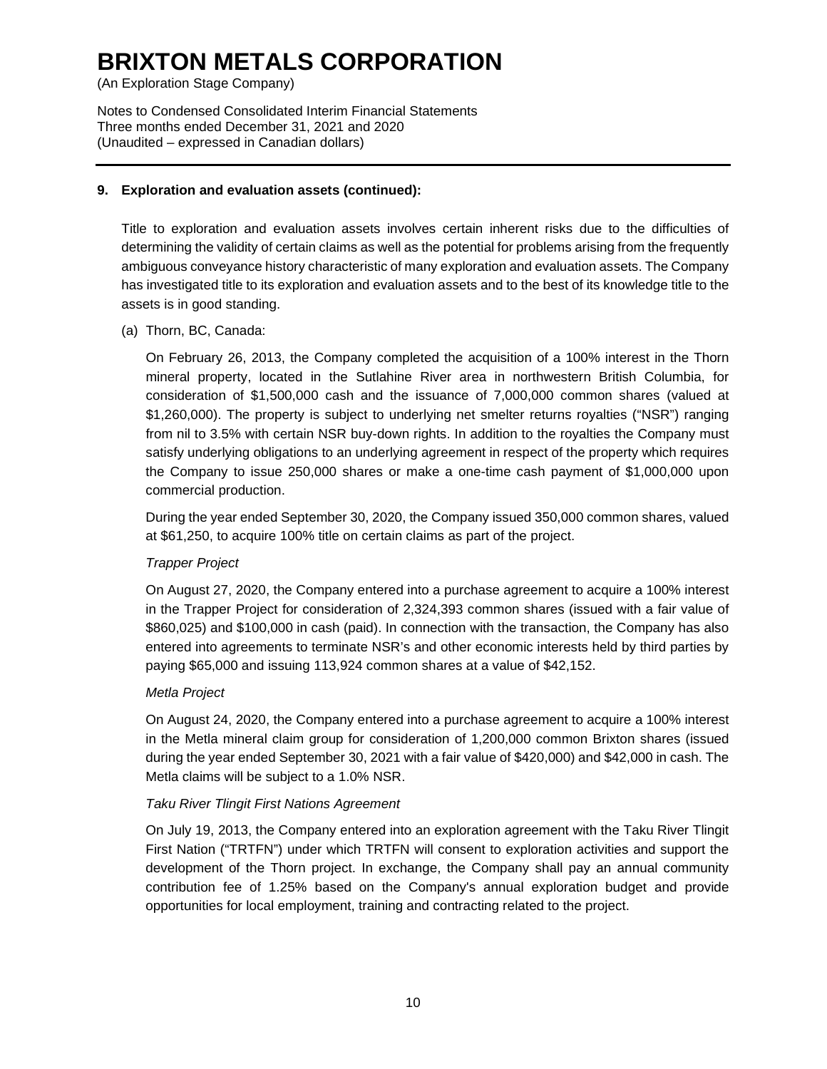# BRIXTON METALS CORPORATION

(An Exploration Stage Company)

Notes to Condensed Consolidated Interim Financial Statements
Three months ended December 31, 2021 and 2020
(Unaudited – expressed in Canadian dollars)

---

**9. Exploration and evaluation assets (continued):**

Title to exploration and evaluation assets involves certain inherent risks due to the difficulties of determining the validity of certain claims as well as the potential for problems arising from the frequently ambiguous conveyance history characteristic of many exploration and evaluation assets. The Company has investigated title to its exploration and evaluation assets and to the best of its knowledge title to the assets is in good standing.

(a) Thorn, BC, Canada:

On February 26, 2013, the Company completed the acquisition of a 100% interest in the Thorn mineral property, located in the Sutlahine River area in northwestern British Columbia, for consideration of $1,500,000 cash and the issuance of 7,000,000 common shares (valued at $1,260,000). The property is subject to underlying net smelter returns royalties ("NSR") ranging from nil to 3.5% with certain NSR buy-down rights. In addition to the royalties the Company must satisfy underlying obligations to an underlying agreement in respect of the property which requires the Company to issue 250,000 shares or make a one-time cash payment of $1,000,000 upon commercial production.

During the year ended September 30, 2020, the Company issued 350,000 common shares, valued at $61,250, to acquire 100% title on certain claims as part of the project.

*Trapper Project*

On August 27, 2020, the Company entered into a purchase agreement to acquire a 100% interest in the Trapper Project for consideration of 2,324,393 common shares (issued with a fair value of $860,025) and $100,000 in cash (paid). In connection with the transaction, the Company has also entered into agreements to terminate NSR's and other economic interests held by third parties by paying $65,000 and issuing 113,924 common shares at a value of $42,152.

*Metla Project*

On August 24, 2020, the Company entered into a purchase agreement to acquire a 100% interest in the Metla mineral claim group for consideration of 1,200,000 common Brixton shares (issued during the year ended September 30, 2021 with a fair value of $420,000) and $42,000 in cash. The Metla claims will be subject to a 1.0% NSR.

*Taku River Tlingit First Nations Agreement*

On July 19, 2013, the Company entered into an exploration agreement with the Taku River Tlingit First Nation ("TRTFN") under which TRTFN will consent to exploration activities and support the development of the Thorn project. In exchange, the Company shall pay an annual community contribution fee of 1.25% based on the Company's annual exploration budget and provide opportunities for local employment, training and contracting related to the project.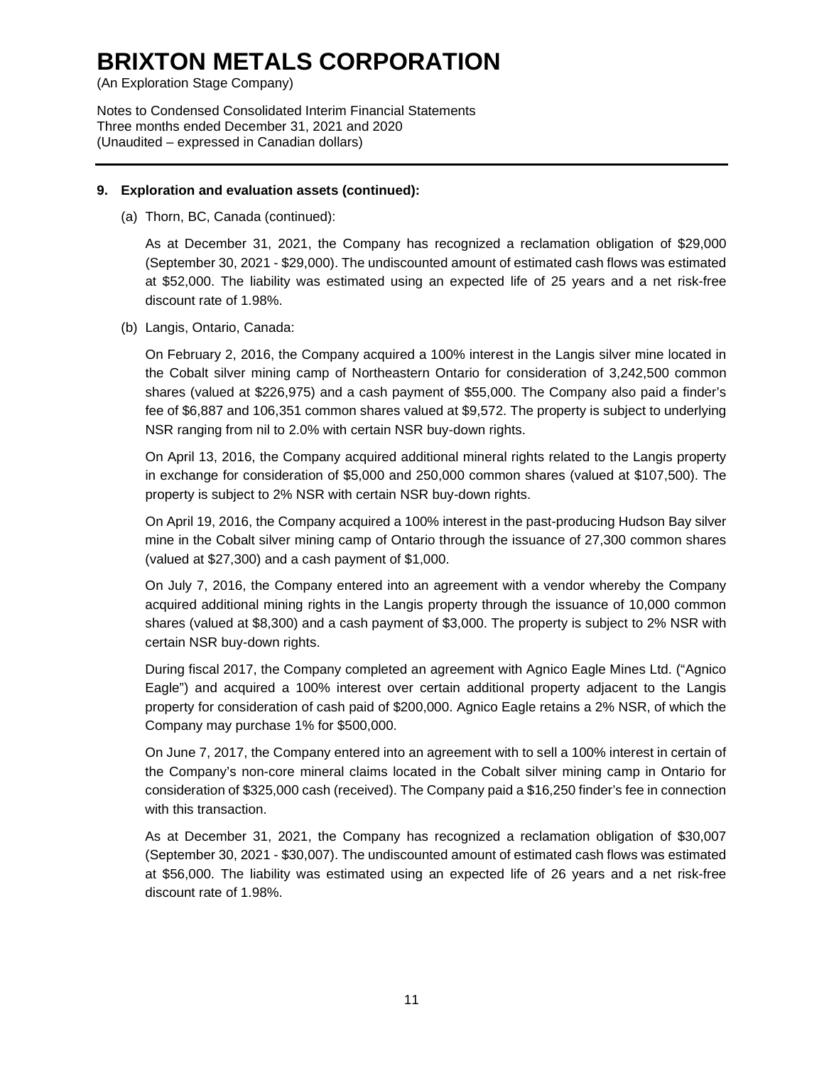### 9. Exploration and evaluation assets (continued):

(a) Thorn, BC, Canada (continued):

As at December 31, 2021, the Company has recognized a reclamation obligation of $29,000 (September 30, 2021 - $29,000). The undiscounted amount of estimated cash flows was estimated at $52,000. The liability was estimated using an expected life of 25 years and a net risk-free discount rate of 1.98%.

(b) Langis, Ontario, Canada:

On February 2, 2016, the Company acquired a 100% interest in the Langis silver mine located in the Cobalt silver mining camp of Northeastern Ontario for consideration of 3,242,500 common shares (valued at $226,975) and a cash payment of $55,000. The Company also paid a finder's fee of $6,887 and 106,351 common shares valued at $9,572. The property is subject to underlying NSR ranging from nil to 2.0% with certain NSR buy-down rights.

On April 13, 2016, the Company acquired additional mineral rights related to the Langis property in exchange for consideration of $5,000 and 250,000 common shares (valued at $107,500). The property is subject to 2% NSR with certain NSR buy-down rights.

On April 19, 2016, the Company acquired a 100% interest in the past-producing Hudson Bay silver mine in the Cobalt silver mining camp of Ontario through the issuance of 27,300 common shares (valued at $27,300) and a cash payment of $1,000.

On July 7, 2016, the Company entered into an agreement with a vendor whereby the Company acquired additional mining rights in the Langis property through the issuance of 10,000 common shares (valued at $8,300) and a cash payment of $3,000. The property is subject to 2% NSR with certain NSR buy-down rights.

During fiscal 2017, the Company completed an agreement with Agnico Eagle Mines Ltd. ("Agnico Eagle") and acquired a 100% interest over certain additional property adjacent to the Langis property for consideration of cash paid of $200,000. Agnico Eagle retains a 2% NSR, of which the Company may purchase 1% for $500,000.

On June 7, 2017, the Company entered into an agreement with to sell a 100% interest in certain of the Company's non-core mineral claims located in the Cobalt silver mining camp in Ontario for consideration of $325,000 cash (received). The Company paid a $16,250 finder's fee in connection with this transaction.

As at December 31, 2021, the Company has recognized a reclamation obligation of $30,007 (September 30, 2021 - $30,007). The undiscounted amount of estimated cash flows was estimated at $56,000. The liability was estimated using an expected life of 26 years and a net risk-free discount rate of 1.98%.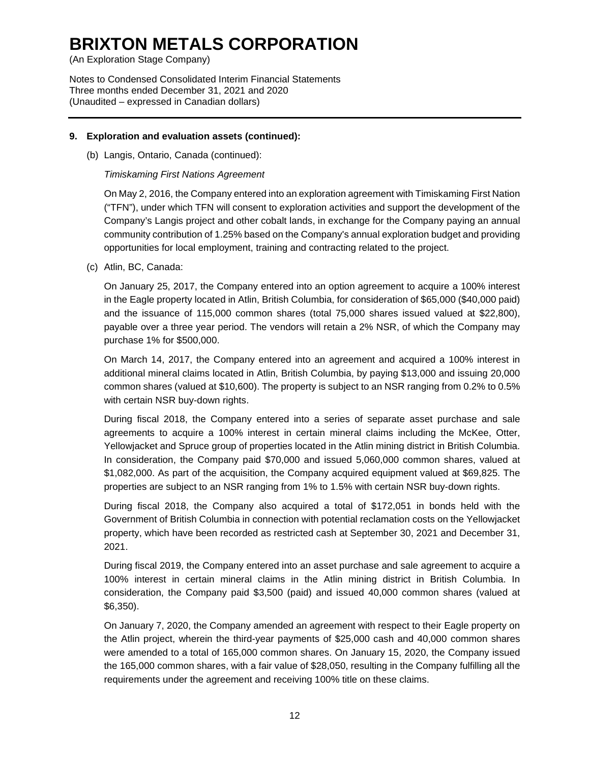## 9. Exploration and evaluation assets (continued):

(b) Langis, Ontario, Canada (continued):

*Timiskaming First Nations Agreement*

On May 2, 2016, the Company entered into an exploration agreement with Timiskaming First Nation ("TFN"), under which TFN will consent to exploration activities and support the development of the Company's Langis project and other cobalt lands, in exchange for the Company paying an annual community contribution of 1.25% based on the Company's annual exploration budget and providing opportunities for local employment, training and contracting related to the project.

(c) Atlin, BC, Canada:

On January 25, 2017, the Company entered into an option agreement to acquire a 100% interest in the Eagle property located in Atlin, British Columbia, for consideration of $65,000 ($40,000 paid) and the issuance of 115,000 common shares (total 75,000 shares issued valued at $22,800), payable over a three year period. The vendors will retain a 2% NSR, of which the Company may purchase 1% for $500,000.

On March 14, 2017, the Company entered into an agreement and acquired a 100% interest in additional mineral claims located in Atlin, British Columbia, by paying $13,000 and issuing 20,000 common shares (valued at $10,600). The property is subject to an NSR ranging from 0.2% to 0.5% with certain NSR buy-down rights.

During fiscal 2018, the Company entered into a series of separate asset purchase and sale agreements to acquire a 100% interest in certain mineral claims including the McKee, Otter, Yellowjacket and Spruce group of properties located in the Atlin mining district in British Columbia. In consideration, the Company paid $70,000 and issued 5,060,000 common shares, valued at $1,082,000. As part of the acquisition, the Company acquired equipment valued at $69,825. The properties are subject to an NSR ranging from 1% to 1.5% with certain NSR buy-down rights.

During fiscal 2018, the Company also acquired a total of $172,051 in bonds held with the Government of British Columbia in connection with potential reclamation costs on the Yellowjacket property, which have been recorded as restricted cash at September 30, 2021 and December 31, 2021.

During fiscal 2019, the Company entered into an asset purchase and sale agreement to acquire a 100% interest in certain mineral claims in the Atlin mining district in British Columbia. In consideration, the Company paid $3,500 (paid) and issued 40,000 common shares (valued at $6,350).

On January 7, 2020, the Company amended an agreement with respect to their Eagle property on the Atlin project, wherein the third-year payments of $25,000 cash and 40,000 common shares were amended to a total of 165,000 common shares. On January 15, 2020, the Company issued the 165,000 common shares, with a fair value of $28,050, resulting in the Company fulfilling all the requirements under the agreement and receiving 100% title on these claims.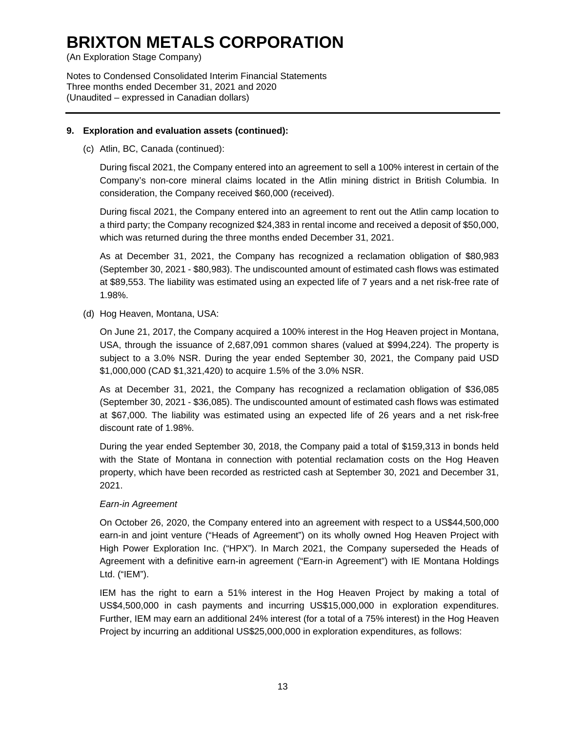## 9. Exploration and evaluation assets (continued):

(c) Atlin, BC, Canada (continued):

During fiscal 2021, the Company entered into an agreement to sell a 100% interest in certain of the Company's non-core mineral claims located in the Atlin mining district in British Columbia. In consideration, the Company received $60,000 (received).

During fiscal 2021, the Company entered into an agreement to rent out the Atlin camp location to a third party; the Company recognized $24,383 in rental income and received a deposit of $50,000, which was returned during the three months ended December 31, 2021.

As at December 31, 2021, the Company has recognized a reclamation obligation of $80,983 (September 30, 2021 - $80,983). The undiscounted amount of estimated cash flows was estimated at $89,553. The liability was estimated using an expected life of 7 years and a net risk-free rate of 1.98%.

(d) Hog Heaven, Montana, USA:

On June 21, 2017, the Company acquired a 100% interest in the Hog Heaven project in Montana, USA, through the issuance of 2,687,091 common shares (valued at $994,224). The property is subject to a 3.0% NSR. During the year ended September 30, 2021, the Company paid USD $1,000,000 (CAD $1,321,420) to acquire 1.5% of the 3.0% NSR.

As at December 31, 2021, the Company has recognized a reclamation obligation of $36,085 (September 30, 2021 - $36,085). The undiscounted amount of estimated cash flows was estimated at $67,000. The liability was estimated using an expected life of 26 years and a net risk-free discount rate of 1.98%.

During the year ended September 30, 2018, the Company paid a total of $159,313 in bonds held with the State of Montana in connection with potential reclamation costs on the Hog Heaven property, which have been recorded as restricted cash at September 30, 2021 and December 31, 2021.

*Earn-in Agreement*

On October 26, 2020, the Company entered into an agreement with respect to a US$44,500,000 earn-in and joint venture ("Heads of Agreement") on its wholly owned Hog Heaven Project with High Power Exploration Inc. ("HPX"). In March 2021, the Company superseded the Heads of Agreement with a definitive earn-in agreement ("Earn-in Agreement") with IE Montana Holdings Ltd. ("IEM").

IEM has the right to earn a 51% interest in the Hog Heaven Project by making a total of US$4,500,000 in cash payments and incurring US$15,000,000 in exploration expenditures. Further, IEM may earn an additional 24% interest (for a total of a 75% interest) in the Hog Heaven Project by incurring an additional US$25,000,000 in exploration expenditures, as follows: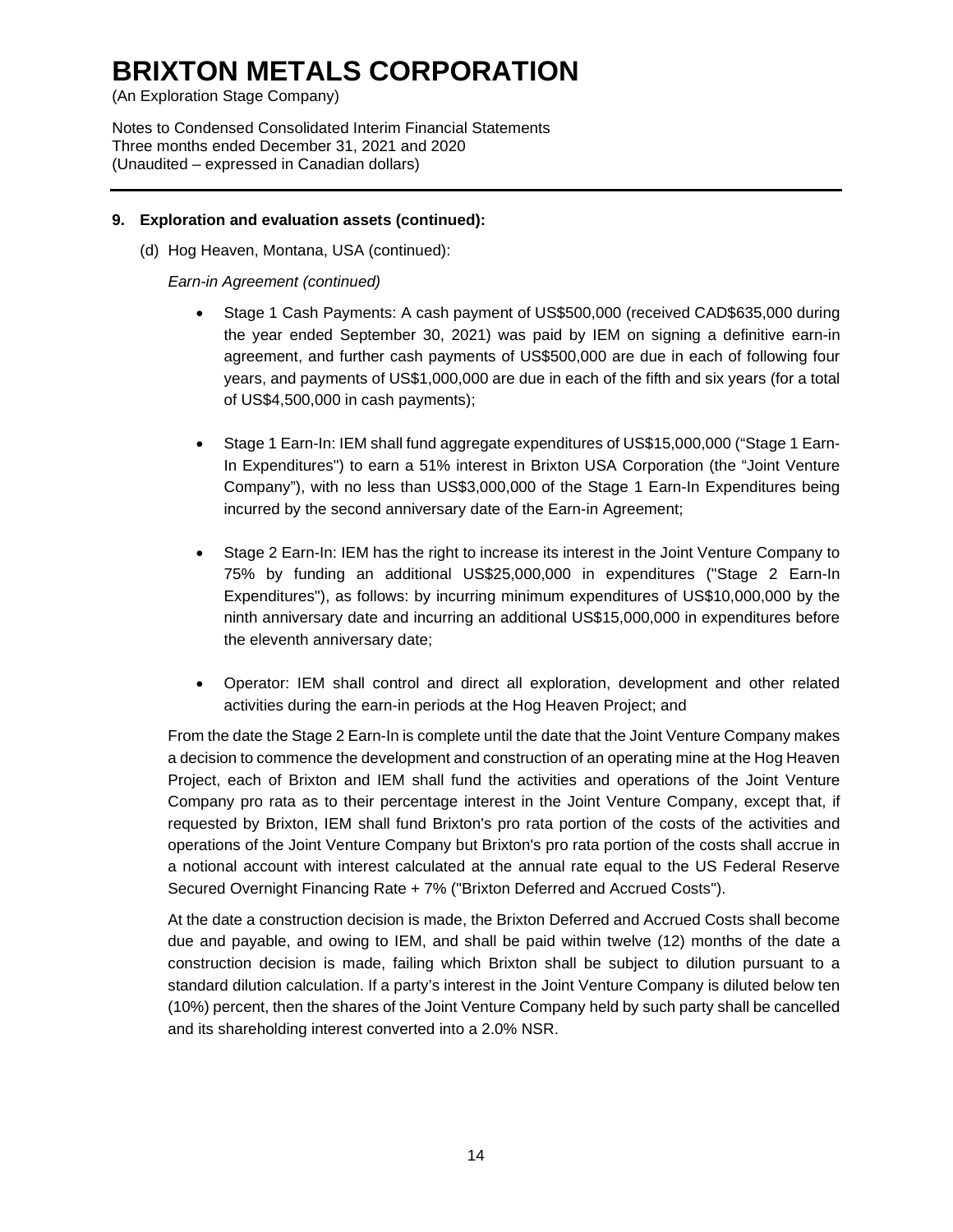# BRIXTON METALS CORPORATION

(An Exploration Stage Company)

Notes to Condensed Consolidated Interim Financial Statements
Three months ended December 31, 2021 and 2020
(Unaudited – expressed in Canadian dollars)

---

**9. Exploration and evaluation assets (continued):**

(d) Hog Heaven, Montana, USA (continued):

*Earn-in Agreement (continued)*

- Stage 1 Cash Payments: A cash payment of US$500,000 (received CAD$635,000 during the year ended September 30, 2021) was paid by IEM on signing a definitive earn-in agreement, and further cash payments of US$500,000 are due in each of following four years, and payments of US$1,000,000 are due in each of the fifth and six years (for a total of US$4,500,000 in cash payments);

- Stage 1 Earn-In: IEM shall fund aggregate expenditures of US$15,000,000 ("Stage 1 Earn-In Expenditures") to earn a 51% interest in Brixton USA Corporation (the "Joint Venture Company"), with no less than US$3,000,000 of the Stage 1 Earn-In Expenditures being incurred by the second anniversary date of the Earn-in Agreement;

- Stage 2 Earn-In: IEM has the right to increase its interest in the Joint Venture Company to 75% by funding an additional US$25,000,000 in expenditures ("Stage 2 Earn-In Expenditures"), as follows: by incurring minimum expenditures of US$10,000,000 by the ninth anniversary date and incurring an additional US$15,000,000 in expenditures before the eleventh anniversary date;

- Operator: IEM shall control and direct all exploration, development and other related activities during the earn-in periods at the Hog Heaven Project; and

From the date the Stage 2 Earn-In is complete until the date that the Joint Venture Company makes a decision to commence the development and construction of an operating mine at the Hog Heaven Project, each of Brixton and IEM shall fund the activities and operations of the Joint Venture Company pro rata as to their percentage interest in the Joint Venture Company, except that, if requested by Brixton, IEM shall fund Brixton's pro rata portion of the costs of the activities and operations of the Joint Venture Company but Brixton's pro rata portion of the costs shall accrue in a notional account with interest calculated at the annual rate equal to the US Federal Reserve Secured Overnight Financing Rate + 7% ("Brixton Deferred and Accrued Costs").

At the date a construction decision is made, the Brixton Deferred and Accrued Costs shall become due and payable, and owing to IEM, and shall be paid within twelve (12) months of the date a construction decision is made, failing which Brixton shall be subject to dilution pursuant to a standard dilution calculation. If a party's interest in the Joint Venture Company is diluted below ten (10%) percent, then the shares of the Joint Venture Company held by such party shall be cancelled and its shareholding interest converted into a 2.0% NSR.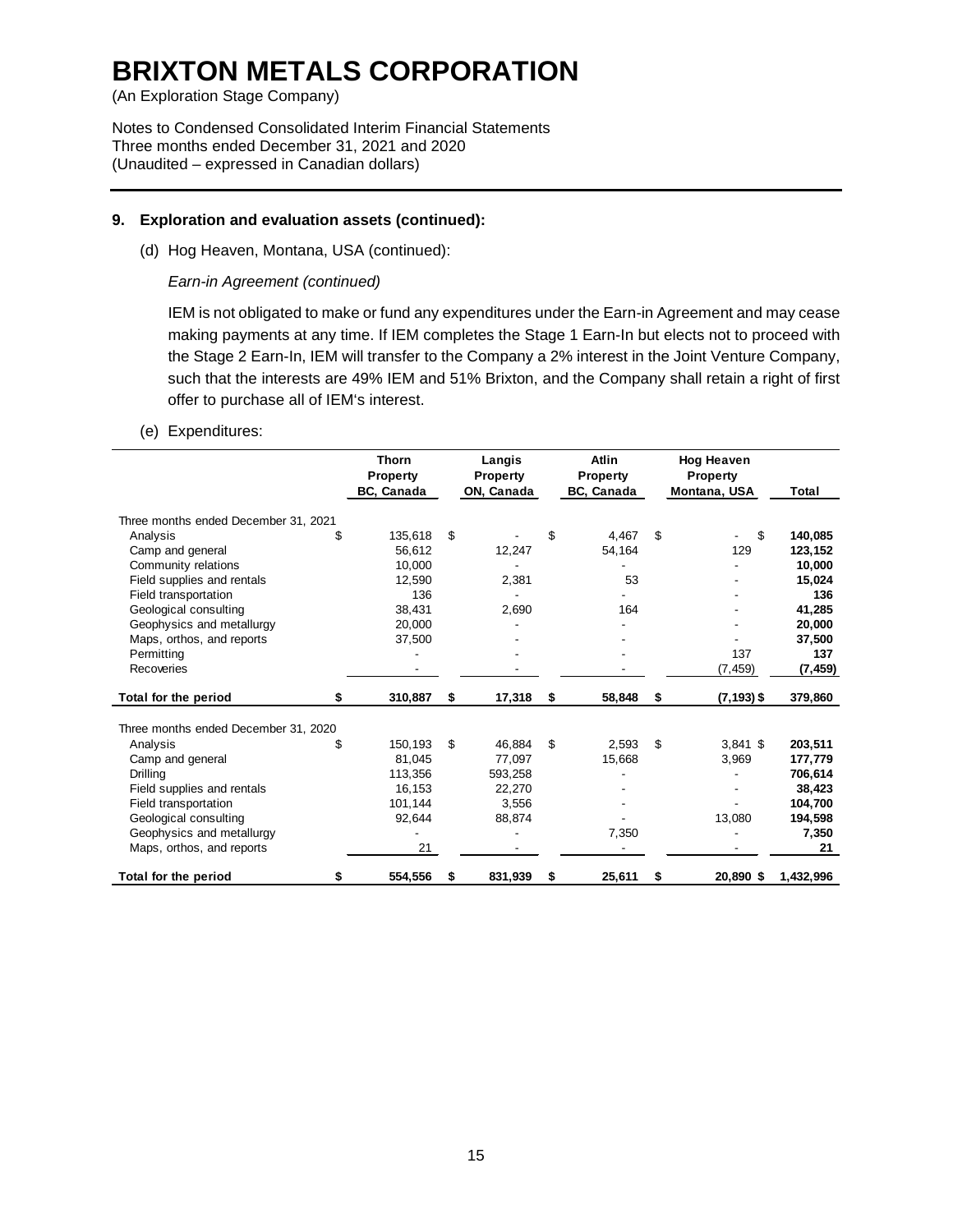### 9. Exploration and evaluation assets (continued):

(d) Hog Heaven, Montana, USA (continued):

*Earn-in Agreement (continued)*

IEM is not obligated to make or fund any expenditures under the Earn-in Agreement and may cease making payments at any time. If IEM completes the Stage 1 Earn-In but elects not to proceed with the Stage 2 Earn-In, IEM will transfer to the Company a 2% interest in the Joint Venture Company, such that the interests are 49% IEM and 51% Brixton, and the Company shall retain a right of first offer to purchase all of IEM's interest.

(e) Expenditures:

| | Thorn Property BC, Canada | Langis Property ON, Canada | Atlin Property BC, Canada | Hog Heaven Property Montana, USA | Total |
|---|---|---|---|---|---|
| Three months ended December 31, 2021 | | | | | |
| Analysis | $ 135,618 | $ - | $ 4,467 | $ - | $ **140,085** |
| Camp and general | 56,612 | 12,247 | 54,164 | 129 | **123,152** |
| Community relations | 10,000 | - | - | - | **10,000** |
| Field supplies and rentals | 12,590 | 2,381 | 53 | - | **15,024** |
| Field transportation | 136 | - | - | - | **136** |
| Geological consulting | 38,431 | 2,690 | 164 | - | **41,285** |
| Geophysics and metallurgy | 20,000 | - | - | - | **20,000** |
| Maps, orthos, and reports | 37,500 | - | - | - | **37,500** |
| Permitting | - | - | - | 137 | **137** |
| Recoveries | - | - | - | (7,459) | **(7,459)** |
| **Total for the period** | **$ 310,887** | **$ 17,318** | **$ 58,848** | **$ (7,193)** | **$ 379,860** |
| Three months ended December 31, 2020 | | | | | |
| Analysis | $ 150,193 | $ 46,884 | $ 2,593 | $ 3,841 | $ **203,511** |
| Camp and general | 81,045 | 77,097 | 15,668 | 3,969 | **177,779** |
| Drilling | 113,356 | 593,258 | - | - | **706,614** |
| Field supplies and rentals | 16,153 | 22,270 | - | - | **38,423** |
| Field transportation | 101,144 | 3,556 | - | - | **104,700** |
| Geological consulting | 92,644 | 88,874 | - | 13,080 | **194,598** |
| Geophysics and metallurgy | - | - | 7,350 | - | **7,350** |
| Maps, orthos, and reports | 21 | - | - | - | **21** |
| **Total for the period** | **$ 554,556** | **$ 831,939** | **$ 25,611** | **$ 20,890** | **$ 1,432,996** |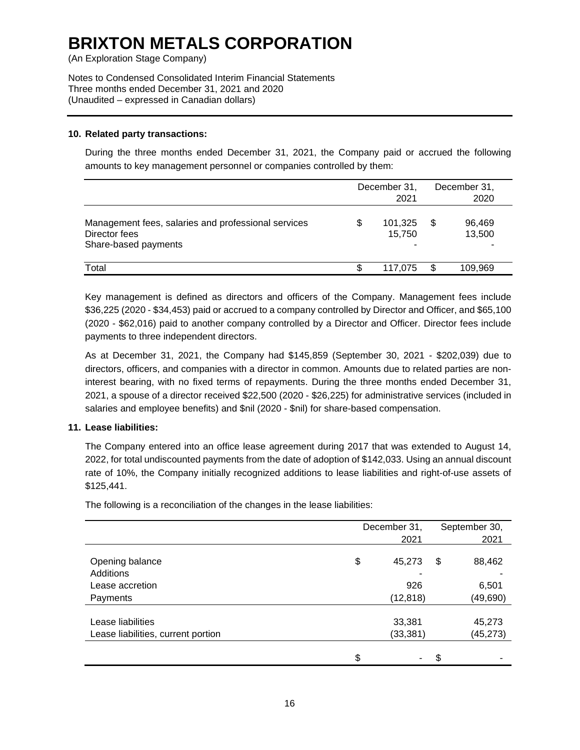# BRIXTON METALS CORPORATION

(An Exploration Stage Company)

Notes to Condensed Consolidated Interim Financial Statements
Three months ended December 31, 2021 and 2020
(Unaudited – expressed in Canadian dollars)

## 10. Related party transactions:

During the three months ended December 31, 2021, the Company paid or accrued the following amounts to key management personnel or companies controlled by them:

| | December 31, 2021 | December 31, 2020 |
|---|---|---|
| Management fees, salaries and professional services | $ 101,325 | $ 96,469 |
| Director fees | 15,750 | 13,500 |
| Share-based payments | - | - |
| Total | $ 117,075 | $ 109,969 |

Key management is defined as directors and officers of the Company. Management fees include $36,225 (2020 - $34,453) paid or accrued to a company controlled by Director and Officer, and $65,100 (2020 - $62,016) paid to another company controlled by a Director and Officer. Director fees include payments to three independent directors.

As at December 31, 2021, the Company had $145,859 (September 30, 2021 - $202,039) due to directors, officers, and companies with a director in common. Amounts due to related parties are non-interest bearing, with no fixed terms of repayments. During the three months ended December 31, 2021, a spouse of a director received $22,500 (2020 - $26,225) for administrative services (included in salaries and employee benefits) and $nil (2020 - $nil) for share-based compensation.

## 11. Lease liabilities:

The Company entered into an office lease agreement during 2017 that was extended to August 14, 2022, for total undiscounted payments from the date of adoption of $142,033. Using an annual discount rate of 10%, the Company initially recognized additions to lease liabilities and right-of-use assets of $125,441.

The following is a reconciliation of the changes in the lease liabilities:

| | December 31, 2021 | September 30, 2021 |
|---|---|---|
| Opening balance | $ 45,273 | $ 88,462 |
| Additions | - | - |
| Lease accretion | 926 | 6,501 |
| Payments | (12,818) | (49,690) |
| Lease liabilities | 33,381 | 45,273 |
| Lease liabilities, current portion | (33,381) | (45,273) |
| | $ - | $ - |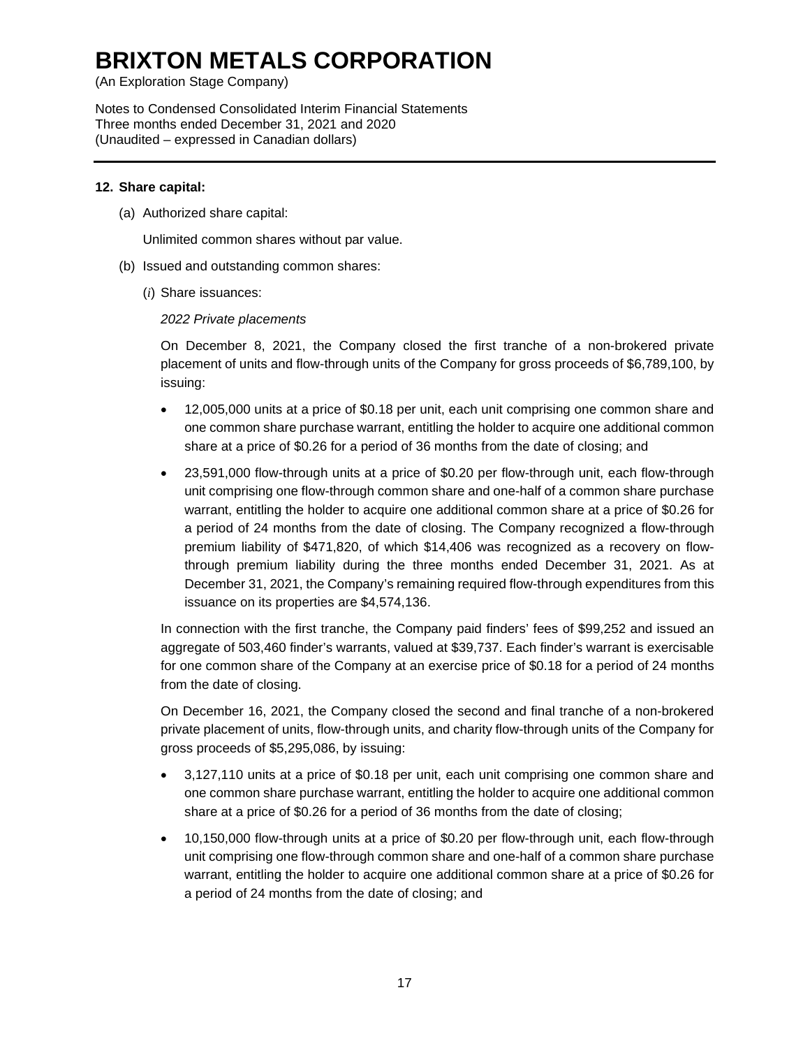**12. Share capital:**

(a) Authorized share capital:

Unlimited common shares without par value.

(b) Issued and outstanding common shares:

(*i*) Share issuances:

*2022 Private placements*

On December 8, 2021, the Company closed the first tranche of a non-brokered private placement of units and flow-through units of the Company for gross proceeds of $6,789,100, by issuing:

- 12,005,000 units at a price of $0.18 per unit, each unit comprising one common share and one common share purchase warrant, entitling the holder to acquire one additional common share at a price of $0.26 for a period of 36 months from the date of closing; and
- 23,591,000 flow-through units at a price of $0.20 per flow-through unit, each flow-through unit comprising one flow-through common share and one-half of a common share purchase warrant, entitling the holder to acquire one additional common share at a price of $0.26 for a period of 24 months from the date of closing. The Company recognized a flow-through premium liability of $471,820, of which $14,406 was recognized as a recovery on flow-through premium liability during the three months ended December 31, 2021. As at December 31, 2021, the Company's remaining required flow-through expenditures from this issuance on its properties are $4,574,136.

In connection with the first tranche, the Company paid finders' fees of $99,252 and issued an aggregate of 503,460 finder's warrants, valued at $39,737. Each finder's warrant is exercisable for one common share of the Company at an exercise price of $0.18 for a period of 24 months from the date of closing.

On December 16, 2021, the Company closed the second and final tranche of a non-brokered private placement of units, flow-through units, and charity flow-through units of the Company for gross proceeds of $5,295,086, by issuing:

- 3,127,110 units at a price of $0.18 per unit, each unit comprising one common share and one common share purchase warrant, entitling the holder to acquire one additional common share at a price of $0.26 for a period of 36 months from the date of closing;
- 10,150,000 flow-through units at a price of $0.20 per flow-through unit, each flow-through unit comprising one flow-through common share and one-half of a common share purchase warrant, entitling the holder to acquire one additional common share at a price of $0.26 for a period of 24 months from the date of closing; and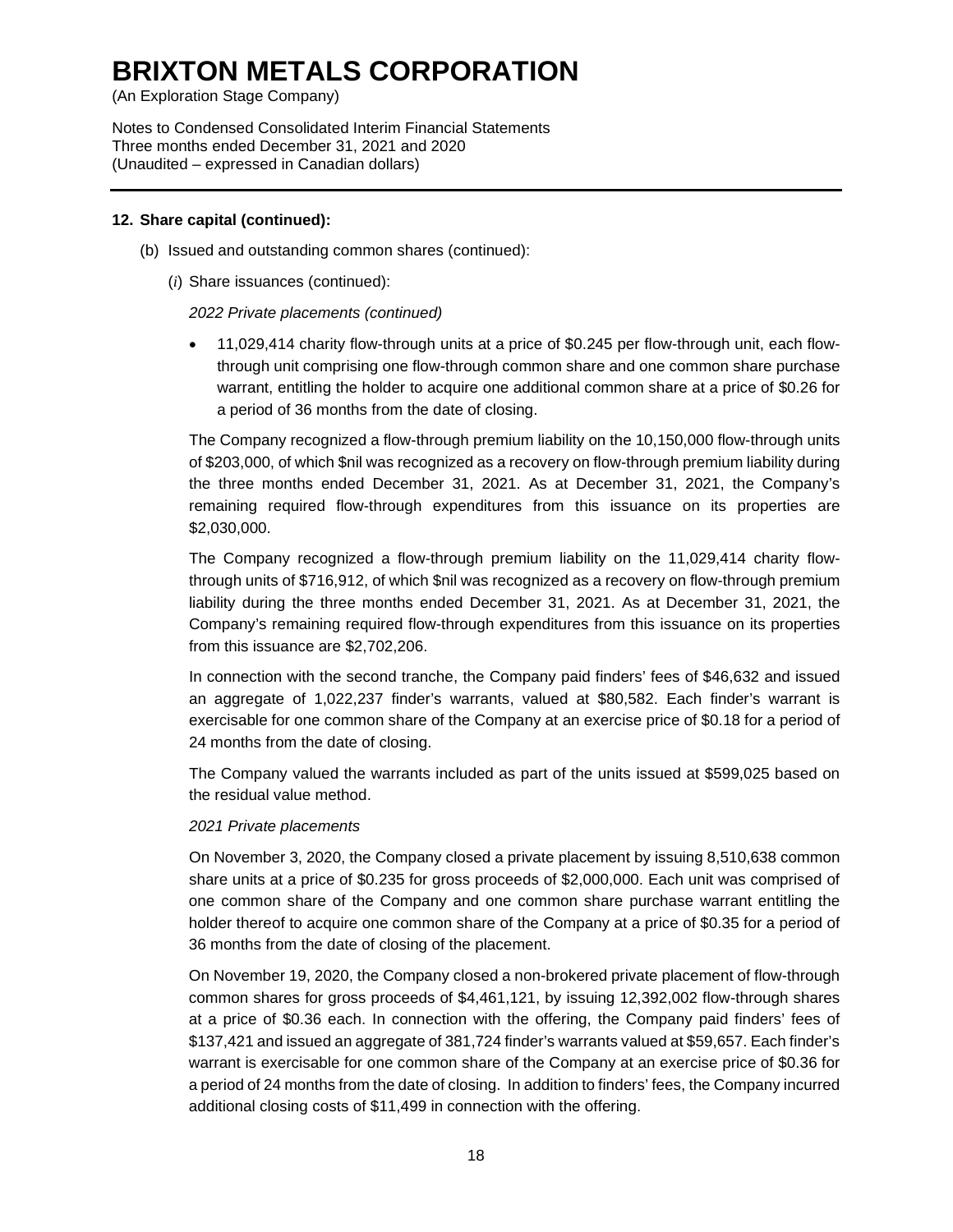# BRIXTON METALS CORPORATION

(An Exploration Stage Company)

Notes to Condensed Consolidated Interim Financial Statements
Three months ended December 31, 2021 and 2020
(Unaudited – expressed in Canadian dollars)

**12. Share capital (continued):**

(b) Issued and outstanding common shares (continued):

(*i*) Share issuances (continued):

*2022 Private placements (continued)*

- 11,029,414 charity flow-through units at a price of $0.245 per flow-through unit, each flow-through unit comprising one flow-through common share and one common share purchase warrant, entitling the holder to acquire one additional common share at a price of $0.26 for a period of 36 months from the date of closing.

The Company recognized a flow-through premium liability on the 10,150,000 flow-through units of $203,000, of which $nil was recognized as a recovery on flow-through premium liability during the three months ended December 31, 2021. As at December 31, 2021, the Company's remaining required flow-through expenditures from this issuance on its properties are $2,030,000.

The Company recognized a flow-through premium liability on the 11,029,414 charity flow-through units of $716,912, of which $nil was recognized as a recovery on flow-through premium liability during the three months ended December 31, 2021. As at December 31, 2021, the Company's remaining required flow-through expenditures from this issuance on its properties from this issuance are $2,702,206.

In connection with the second tranche, the Company paid finders' fees of $46,632 and issued an aggregate of 1,022,237 finder's warrants, valued at $80,582. Each finder's warrant is exercisable for one common share of the Company at an exercise price of $0.18 for a period of 24 months from the date of closing.

The Company valued the warrants included as part of the units issued at $599,025 based on the residual value method.

*2021 Private placements*

On November 3, 2020, the Company closed a private placement by issuing 8,510,638 common share units at a price of $0.235 for gross proceeds of $2,000,000. Each unit was comprised of one common share of the Company and one common share purchase warrant entitling the holder thereof to acquire one common share of the Company at a price of $0.35 for a period of 36 months from the date of closing of the placement.

On November 19, 2020, the Company closed a non-brokered private placement of flow-through common shares for gross proceeds of $4,461,121, by issuing 12,392,002 flow-through shares at a price of $0.36 each. In connection with the offering, the Company paid finders' fees of $137,421 and issued an aggregate of 381,724 finder's warrants valued at $59,657. Each finder's warrant is exercisable for one common share of the Company at an exercise price of $0.36 for a period of 24 months from the date of closing. In addition to finders' fees, the Company incurred additional closing costs of $11,499 in connection with the offering.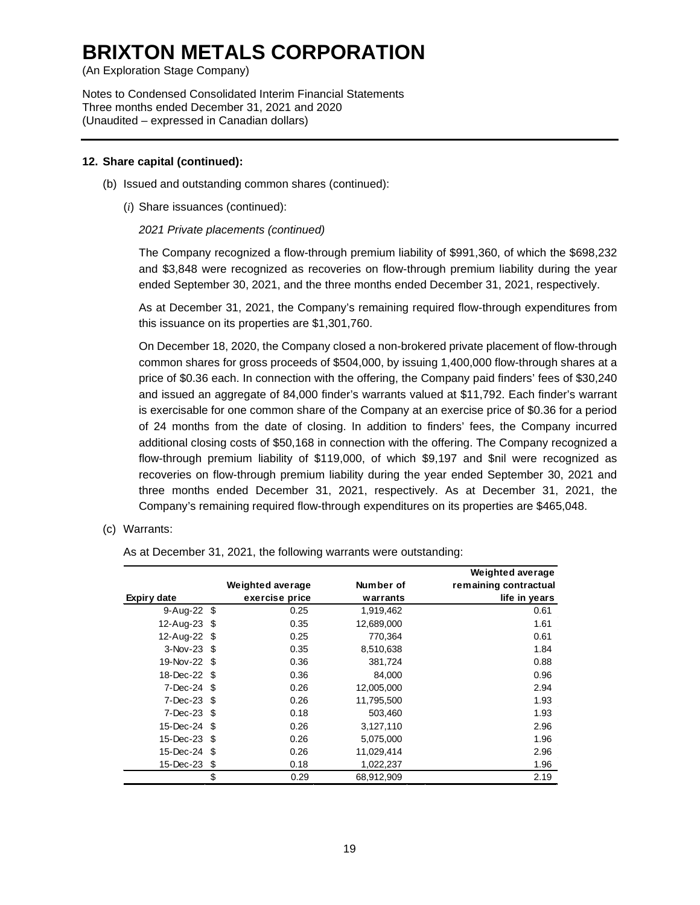# BRIXTON METALS CORPORATION

(An Exploration Stage Company)

Notes to Condensed Consolidated Interim Financial Statements
Three months ended December 31, 2021 and 2020
(Unaudited – expressed in Canadian dollars)

**12. Share capital (continued):**

(b) Issued and outstanding common shares (continued):

(*i*) Share issuances (continued):

*2021 Private placements (continued)*

The Company recognized a flow-through premium liability of $991,360, of which the $698,232 and $3,848 were recognized as recoveries on flow-through premium liability during the year ended September 30, 2021, and the three months ended December 31, 2021, respectively.

As at December 31, 2021, the Company's remaining required flow-through expenditures from this issuance on its properties are $1,301,760.

On December 18, 2020, the Company closed a non-brokered private placement of flow-through common shares for gross proceeds of $504,000, by issuing 1,400,000 flow-through shares at a price of $0.36 each. In connection with the offering, the Company paid finders' fees of $30,240 and issued an aggregate of 84,000 finder's warrants valued at $11,792. Each finder's warrant is exercisable for one common share of the Company at an exercise price of $0.36 for a period of 24 months from the date of closing. In addition to finders' fees, the Company incurred additional closing costs of $50,168 in connection with the offering. The Company recognized a flow-through premium liability of $119,000, of which $9,197 and $nil were recognized as recoveries on flow-through premium liability during the year ended September 30, 2021 and three months ended December 31, 2021, respectively. As at December 31, 2021, the Company's remaining required flow-through expenditures on its properties are $465,048.

(c) Warrants:

As at December 31, 2021, the following warrants were outstanding:

| Expiry date | | Weighted average exercise price | Number of warrants | Weighted average remaining contractual life in years |
|---|---|---|---|---|
| 9-Aug-22 | $ | 0.25 | 1,919,462 | 0.61 |
| 12-Aug-23 | $ | 0.35 | 12,689,000 | 1.61 |
| 12-Aug-22 | $ | 0.25 | 770,364 | 0.61 |
| 3-Nov-23 | $ | 0.35 | 8,510,638 | 1.84 |
| 19-Nov-22 | $ | 0.36 | 381,724 | 0.88 |
| 18-Dec-22 | $ | 0.36 | 84,000 | 0.96 |
| 7-Dec-24 | $ | 0.26 | 12,005,000 | 2.94 |
| 7-Dec-23 | $ | 0.26 | 11,795,500 | 1.93 |
| 7-Dec-23 | $ | 0.18 | 503,460 | 1.93 |
| 15-Dec-24 | $ | 0.26 | 3,127,110 | 2.96 |
| 15-Dec-23 | $ | 0.26 | 5,075,000 | 1.96 |
| 15-Dec-24 | $ | 0.26 | 11,029,414 | 2.96 |
| 15-Dec-23 | $ | 0.18 | 1,022,237 | 1.96 |
| | $ | 0.29 | 68,912,909 | 2.19 |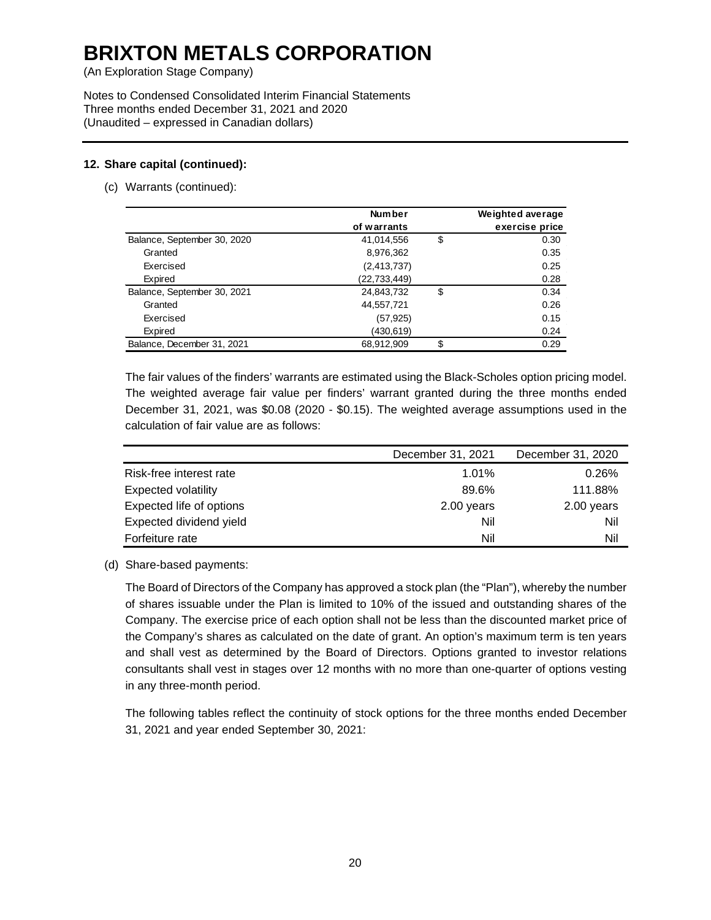# BRIXTON METALS CORPORATION

(An Exploration Stage Company)

Notes to Condensed Consolidated Interim Financial Statements
Three months ended December 31, 2021 and 2020
(Unaudited – expressed in Canadian dollars)

**12. Share capital (continued):**

(c) Warrants (continued):

| | Number of warrants | | Weighted average exercise price |
|---|---|---|---|
| Balance, September 30, 2020 | 41,014,556 | $ | 0.30 |
| Granted | 8,976,362 | | 0.35 |
| Exercised | (2,413,737) | | 0.25 |
| Expired | (22,733,449) | | 0.28 |
| Balance, September 30, 2021 | 24,843,732 | $ | 0.34 |
| Granted | 44,557,721 | | 0.26 |
| Exercised | (57,925) | | 0.15 |
| Expired | (430,619) | | 0.24 |
| Balance, December 31, 2021 | 68,912,909 | $ | 0.29 |

The fair values of the finders' warrants are estimated using the Black-Scholes option pricing model. The weighted average fair value per finders' warrant granted during the three months ended December 31, 2021, was $0.08 (2020 - $0.15). The weighted average assumptions used in the calculation of fair value are as follows:

| | December 31, 2021 | December 31, 2020 |
|---|---|---|
| Risk-free interest rate | 1.01% | 0.26% |
| Expected volatility | 89.6% | 111.88% |
| Expected life of options | 2.00 years | 2.00 years |
| Expected dividend yield | Nil | Nil |
| Forfeiture rate | Nil | Nil |

(d) Share-based payments:

The Board of Directors of the Company has approved a stock plan (the "Plan"), whereby the number of shares issuable under the Plan is limited to 10% of the issued and outstanding shares of the Company. The exercise price of each option shall not be less than the discounted market price of the Company's shares as calculated on the date of grant. An option's maximum term is ten years and shall vest as determined by the Board of Directors. Options granted to investor relations consultants shall vest in stages over 12 months with no more than one-quarter of options vesting in any three-month period.

The following tables reflect the continuity of stock options for the three months ended December 31, 2021 and year ended September 30, 2021: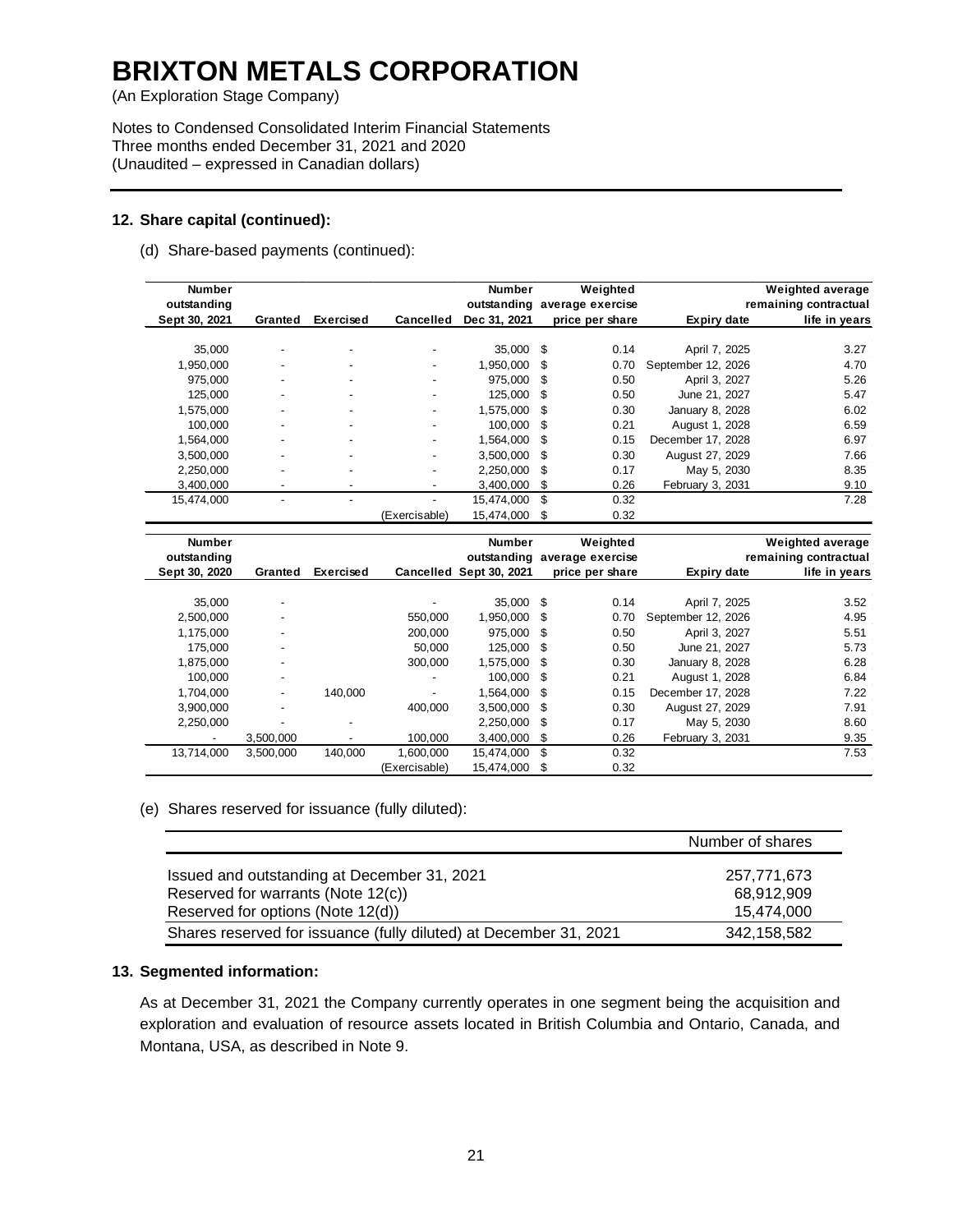# BRIXTON METALS CORPORATION

(An Exploration Stage Company)

Notes to Condensed Consolidated Interim Financial Statements
Three months ended December 31, 2021 and 2020
(Unaudited – expressed in Canadian dollars)

---

## 12. Share capital (continued):

(d) Share-based payments (continued):

| Number outstanding Sept 30, 2021 | Granted | Exercised | Cancelled | Number outstanding Dec 31, 2021 | Weighted average exercise price per share | Expiry date | Weighted average remaining contractual life in years |
|---|---|---|---|---|---|---|---|
| 35,000 | - | - | - | 35,000 | $ 0.14 | April 7, 2025 | 3.27 |
| 1,950,000 | - | - | - | 1,950,000 | $ 0.70 | September 12, 2026 | 4.70 |
| 975,000 | - | - | - | 975,000 | $ 0.50 | April 3, 2027 | 5.26 |
| 125,000 | - | - | - | 125,000 | $ 0.50 | June 21, 2027 | 5.47 |
| 1,575,000 | - | - | - | 1,575,000 | $ 0.30 | January 8, 2028 | 6.02 |
| 100,000 | - | - | - | 100,000 | $ 0.21 | August 1, 2028 | 6.59 |
| 1,564,000 | - | - | - | 1,564,000 | $ 0.15 | December 17, 2028 | 6.97 |
| 3,500,000 | - | - | - | 3,500,000 | $ 0.30 | August 27, 2029 | 7.66 |
| 2,250,000 | - | - | - | 2,250,000 | $ 0.17 | May 5, 2030 | 8.35 |
| 3,400,000 | - | - | - | 3,400,000 | $ 0.26 | February 3, 2031 | 9.10 |
| 15,474,000 | - | - | - | 15,474,000 | $ 0.32 | | 7.28 |
| | | | (Exercisable) | 15,474,000 | $ 0.32 | | |

| Number outstanding Sept 30, 2020 | Granted | Exercised | Cancelled | Number outstanding Sept 30, 2021 | Weighted average exercise price per share | Expiry date | Weighted average remaining contractual life in years |
|---|---|---|---|---|---|---|---|
| 35,000 | - | | - | 35,000 | $ 0.14 | April 7, 2025 | 3.52 |
| 2,500,000 | - | | 550,000 | 1,950,000 | $ 0.70 | September 12, 2026 | 4.95 |
| 1,175,000 | - | | 200,000 | 975,000 | $ 0.50 | April 3, 2027 | 5.51 |
| 175,000 | - | | 50,000 | 125,000 | $ 0.50 | June 21, 2027 | 5.73 |
| 1,875,000 | - | | 300,000 | 1,575,000 | $ 0.30 | January 8, 2028 | 6.28 |
| 100,000 | - | | - | 100,000 | $ 0.21 | August 1, 2028 | 6.84 |
| 1,704,000 | - | 140,000 | - | 1,564,000 | $ 0.15 | December 17, 2028 | 7.22 |
| 3,900,000 | - | | 400,000 | 3,500,000 | $ 0.30 | August 27, 2029 | 7.91 |
| 2,250,000 | - | - | | 2,250,000 | $ 0.17 | May 5, 2030 | 8.60 |
| - | 3,500,000 | - | 100,000 | 3,400,000 | $ 0.26 | February 3, 2031 | 9.35 |
| 13,714,000 | 3,500,000 | 140,000 | 1,600,000 | 15,474,000 | $ 0.32 | | 7.53 |
| | | | (Exercisable) | 15,474,000 | $ 0.32 | | |

(e) Shares reserved for issuance (fully diluted):

| | Number of shares |
|---|---|
| Issued and outstanding at December 31, 2021 | 257,771,673 |
| Reserved for warrants (Note 12(c)) | 68,912,909 |
| Reserved for options (Note 12(d)) | 15,474,000 |
| Shares reserved for issuance (fully diluted) at December 31, 2021 | 342,158,582 |

## 13. Segmented information:

As at December 31, 2021 the Company currently operates in one segment being the acquisition and exploration and evaluation of resource assets located in British Columbia and Ontario, Canada, and Montana, USA, as described in Note 9.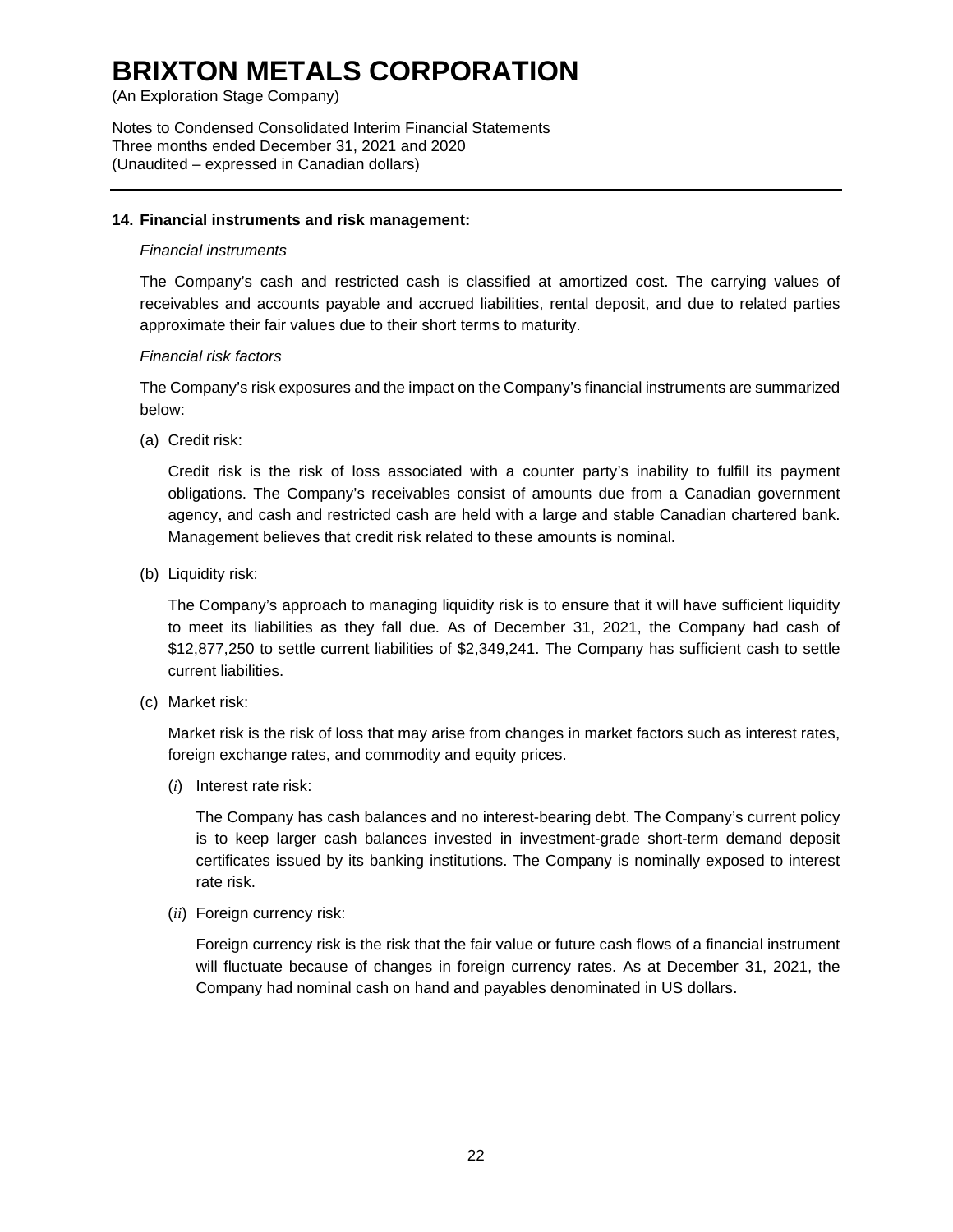# BRIXTON METALS CORPORATION

(An Exploration Stage Company)

Notes to Condensed Consolidated Interim Financial Statements
Three months ended December 31, 2021 and 2020
(Unaudited – expressed in Canadian dollars)

---

**14. Financial instruments and risk management:**

*Financial instruments*

The Company's cash and restricted cash is classified at amortized cost. The carrying values of receivables and accounts payable and accrued liabilities, rental deposit, and due to related parties approximate their fair values due to their short terms to maturity.

*Financial risk factors*

The Company's risk exposures and the impact on the Company's financial instruments are summarized below:

(a) Credit risk:

Credit risk is the risk of loss associated with a counter party's inability to fulfill its payment obligations. The Company's receivables consist of amounts due from a Canadian government agency, and cash and restricted cash are held with a large and stable Canadian chartered bank. Management believes that credit risk related to these amounts is nominal.

(b) Liquidity risk:

The Company's approach to managing liquidity risk is to ensure that it will have sufficient liquidity to meet its liabilities as they fall due. As of December 31, 2021, the Company had cash of $12,877,250 to settle current liabilities of $2,349,241. The Company has sufficient cash to settle current liabilities.

(c) Market risk:

Market risk is the risk of loss that may arise from changes in market factors such as interest rates, foreign exchange rates, and commodity and equity prices.

(*i*) Interest rate risk:

The Company has cash balances and no interest-bearing debt. The Company's current policy is to keep larger cash balances invested in investment-grade short-term demand deposit certificates issued by its banking institutions. The Company is nominally exposed to interest rate risk.

(*ii*) Foreign currency risk:

Foreign currency risk is the risk that the fair value or future cash flows of a financial instrument will fluctuate because of changes in foreign currency rates. As at December 31, 2021, the Company had nominal cash on hand and payables denominated in US dollars.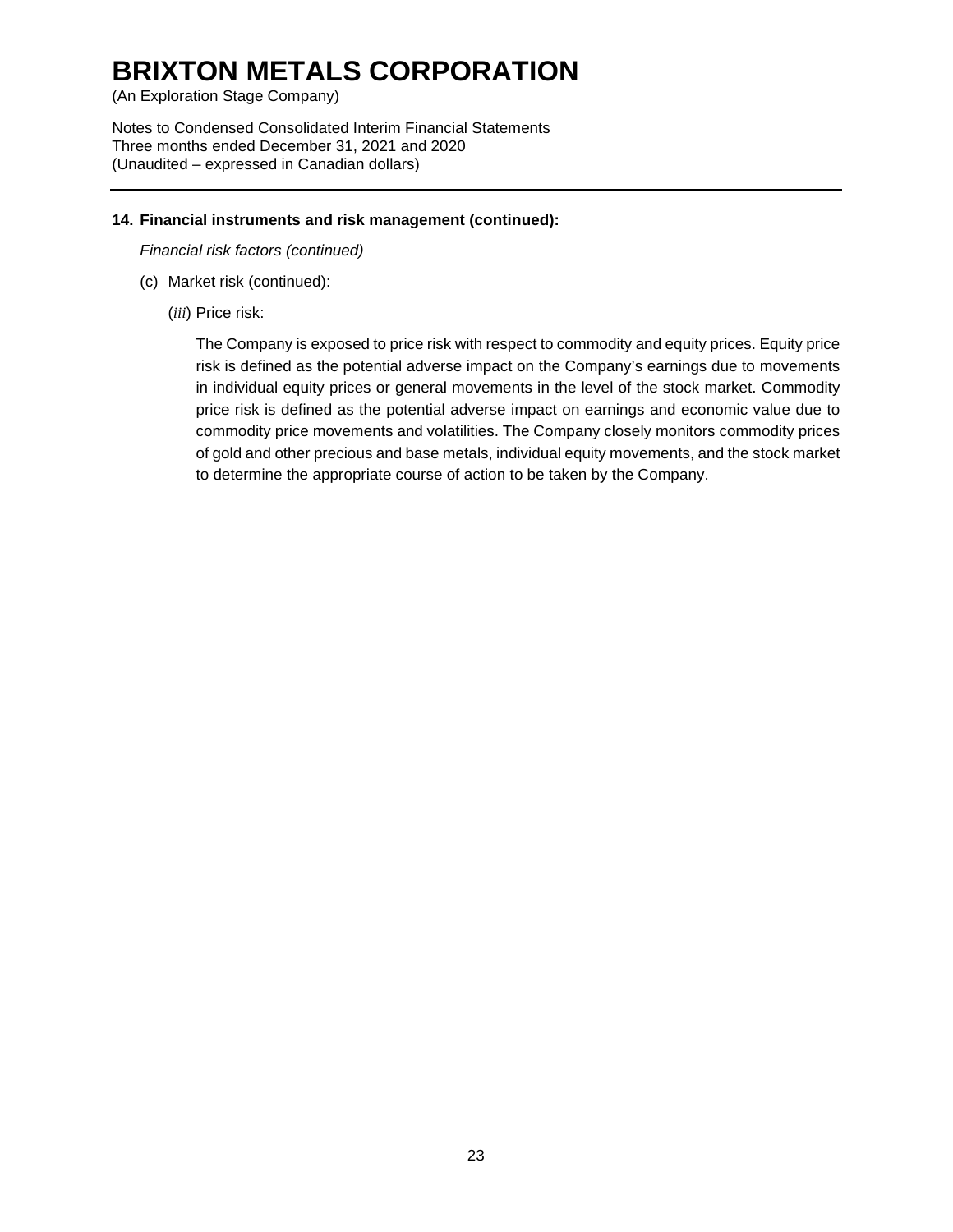## 14. Financial instruments and risk management (continued):

*Financial risk factors (continued)*

(c) Market risk (continued):

(*iii*) Price risk:

The Company is exposed to price risk with respect to commodity and equity prices. Equity price risk is defined as the potential adverse impact on the Company's earnings due to movements in individual equity prices or general movements in the level of the stock market. Commodity price risk is defined as the potential adverse impact on earnings and economic value due to commodity price movements and volatilities. The Company closely monitors commodity prices of gold and other precious and base metals, individual equity movements, and the stock market to determine the appropriate course of action to be taken by the Company.